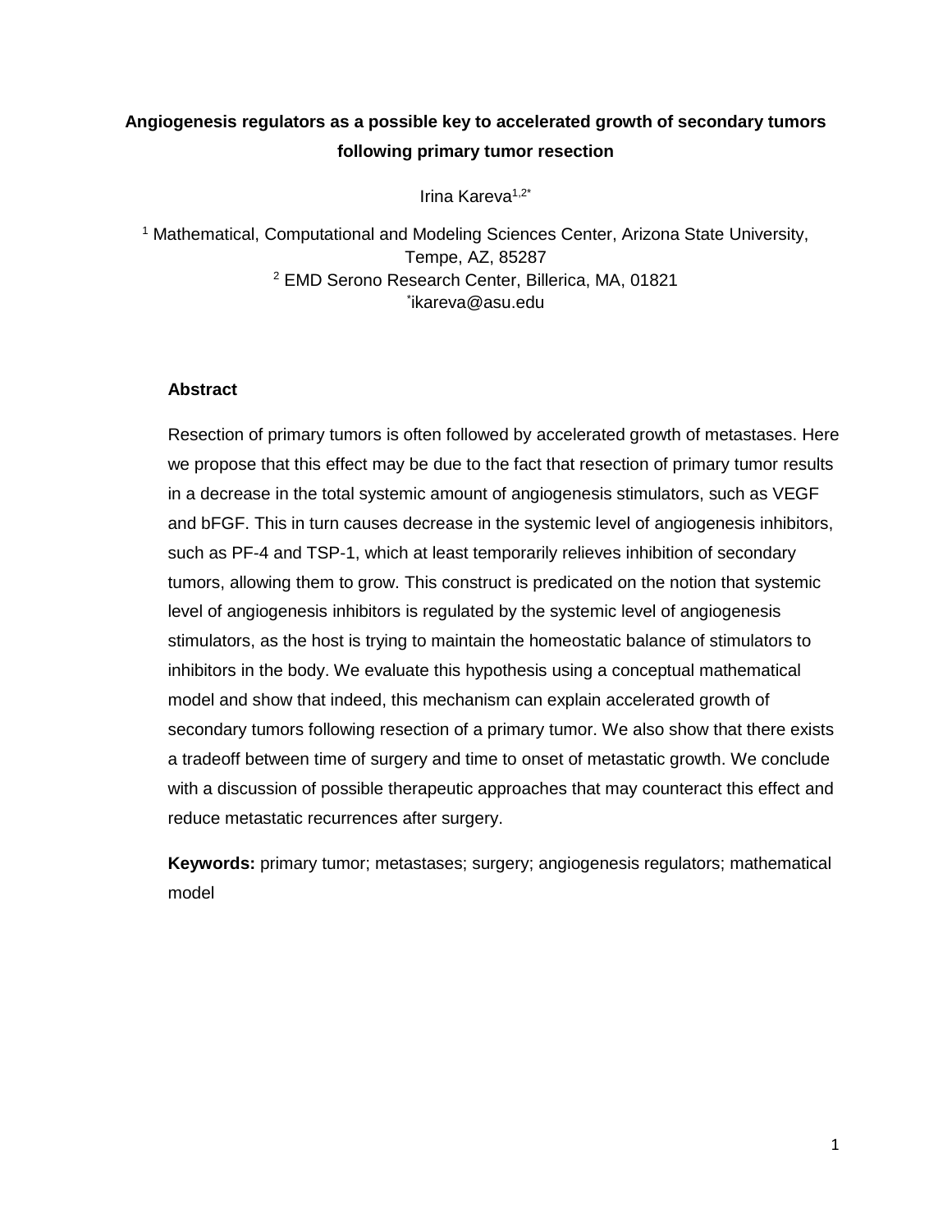# Angiogenesis regulators as a possible key to accelerated growth of secondary tumors following primary tumor resection

Irina Kareva[1,2*]

[1] Mathematical, Computational and Modeling Sciences Center, Arizona State University, Tempe, AZ, 85287
[2] EMD Serono Research Center, Billerica, MA, 01821
[*]ikareva@asu.edu

## Abstract

Resection of primary tumors is often followed by accelerated growth of metastases. Here we propose that this effect may be due to the fact that resection of primary tumor results in a decrease in the total systemic amount of angiogenesis stimulators, such as VEGF and bFGF. This in turn causes decrease in the systemic level of angiogenesis inhibitors, such as PF-4 and TSP-1, which at least temporarily relieves inhibition of secondary tumors, allowing them to grow. This construct is predicated on the notion that systemic level of angiogenesis inhibitors is regulated by the systemic level of angiogenesis stimulators, as the host is trying to maintain the homeostatic balance of stimulators to inhibitors in the body. We evaluate this hypothesis using a conceptual mathematical model and show that indeed, this mechanism can explain accelerated growth of secondary tumors following resection of a primary tumor. We also show that there exists a tradeoff between time of surgery and time to onset of metastatic growth. We conclude with a discussion of possible therapeutic approaches that may counteract this effect and reduce metastatic recurrences after surgery.

**Keywords:** primary tumor; metastases; surgery; angiogenesis regulators; mathematical model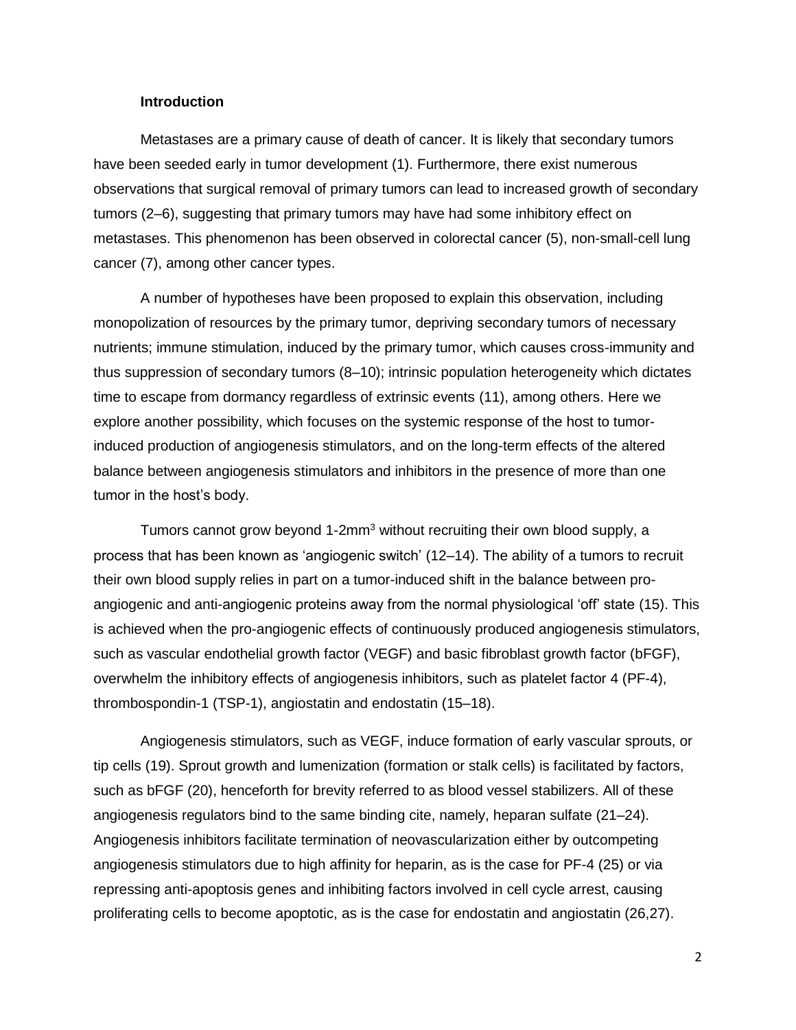## Introduction

Metastases are a primary cause of death of cancer. It is likely that secondary tumors have been seeded early in tumor development (1). Furthermore, there exist numerous observations that surgical removal of primary tumors can lead to increased growth of secondary tumors (2–6), suggesting that primary tumors may have had some inhibitory effect on metastases. This phenomenon has been observed in colorectal cancer (5), non-small-cell lung cancer (7), among other cancer types.

A number of hypotheses have been proposed to explain this observation, including monopolization of resources by the primary tumor, depriving secondary tumors of necessary nutrients; immune stimulation, induced by the primary tumor, which causes cross-immunity and thus suppression of secondary tumors (8–10); intrinsic population heterogeneity which dictates time to escape from dormancy regardless of extrinsic events (11), among others. Here we explore another possibility, which focuses on the systemic response of the host to tumor-induced production of angiogenesis stimulators, and on the long-term effects of the altered balance between angiogenesis stimulators and inhibitors in the presence of more than one tumor in the host's body.

Tumors cannot grow beyond 1-2mm$^3$ without recruiting their own blood supply, a process that has been known as 'angiogenic switch' (12–14). The ability of a tumors to recruit their own blood supply relies in part on a tumor-induced shift in the balance between pro-angiogenic and anti-angiogenic proteins away from the normal physiological 'off' state (15). This is achieved when the pro-angiogenic effects of continuously produced angiogenesis stimulators, such as vascular endothelial growth factor (VEGF) and basic fibroblast growth factor (bFGF), overwhelm the inhibitory effects of angiogenesis inhibitors, such as platelet factor 4 (PF-4), thrombospondin-1 (TSP-1), angiostatin and endostatin (15–18).

Angiogenesis stimulators, such as VEGF, induce formation of early vascular sprouts, or tip cells (19). Sprout growth and lumenization (formation or stalk cells) is facilitated by factors, such as bFGF (20), henceforth for brevity referred to as blood vessel stabilizers. All of these angiogenesis regulators bind to the same binding cite, namely, heparan sulfate (21–24). Angiogenesis inhibitors facilitate termination of neovascularization either by outcompeting angiogenesis stimulators due to high affinity for heparin, as is the case for PF-4 (25) or via repressing anti-apoptosis genes and inhibiting factors involved in cell cycle arrest, causing proliferating cells to become apoptotic, as is the case for endostatin and angiostatin (26,27).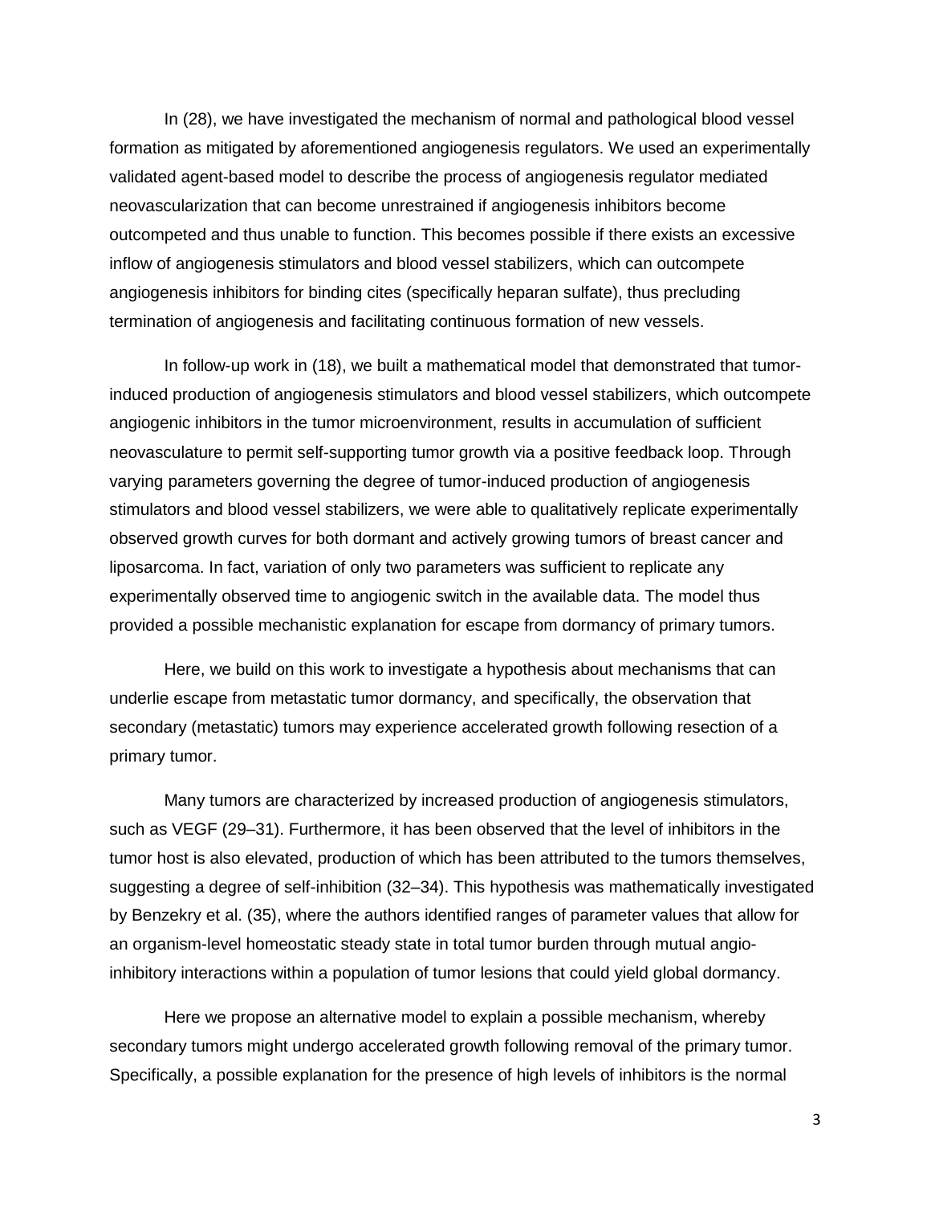In (28), we have investigated the mechanism of normal and pathological blood vessel formation as mitigated by aforementioned angiogenesis regulators. We used an experimentally validated agent-based model to describe the process of angiogenesis regulator mediated neovascularization that can become unrestrained if angiogenesis inhibitors become outcompeted and thus unable to function. This becomes possible if there exists an excessive inflow of angiogenesis stimulators and blood vessel stabilizers, which can outcompete angiogenesis inhibitors for binding cites (specifically heparan sulfate), thus precluding termination of angiogenesis and facilitating continuous formation of new vessels.

In follow-up work in (18), we built a mathematical model that demonstrated that tumor-induced production of angiogenesis stimulators and blood vessel stabilizers, which outcompete angiogenic inhibitors in the tumor microenvironment, results in accumulation of sufficient neovasculature to permit self-supporting tumor growth via a positive feedback loop. Through varying parameters governing the degree of tumor-induced production of angiogenesis stimulators and blood vessel stabilizers, we were able to qualitatively replicate experimentally observed growth curves for both dormant and actively growing tumors of breast cancer and liposarcoma. In fact, variation of only two parameters was sufficient to replicate any experimentally observed time to angiogenic switch in the available data. The model thus provided a possible mechanistic explanation for escape from dormancy of primary tumors.

Here, we build on this work to investigate a hypothesis about mechanisms that can underlie escape from metastatic tumor dormancy, and specifically, the observation that secondary (metastatic) tumors may experience accelerated growth following resection of a primary tumor.

Many tumors are characterized by increased production of angiogenesis stimulators, such as VEGF (29–31). Furthermore, it has been observed that the level of inhibitors in the tumor host is also elevated, production of which has been attributed to the tumors themselves, suggesting a degree of self-inhibition (32–34). This hypothesis was mathematically investigated by Benzekry et al. (35), where the authors identified ranges of parameter values that allow for an organism-level homeostatic steady state in total tumor burden through mutual angio-inhibitory interactions within a population of tumor lesions that could yield global dormancy.

Here we propose an alternative model to explain a possible mechanism, whereby secondary tumors might undergo accelerated growth following removal of the primary tumor. Specifically, a possible explanation for the presence of high levels of inhibitors is the normal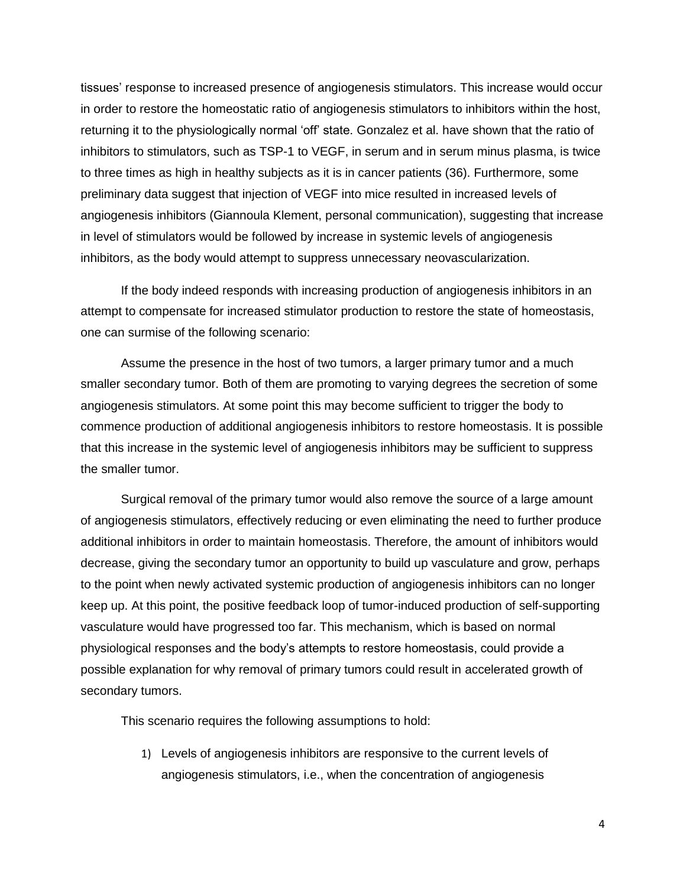tissues' response to increased presence of angiogenesis stimulators. This increase would occur in order to restore the homeostatic ratio of angiogenesis stimulators to inhibitors within the host, returning it to the physiologically normal 'off' state. Gonzalez et al. have shown that the ratio of inhibitors to stimulators, such as TSP-1 to VEGF, in serum and in serum minus plasma, is twice to three times as high in healthy subjects as it is in cancer patients (36). Furthermore, some preliminary data suggest that injection of VEGF into mice resulted in increased levels of angiogenesis inhibitors (Giannoula Klement, personal communication), suggesting that increase in level of stimulators would be followed by increase in systemic levels of angiogenesis inhibitors, as the body would attempt to suppress unnecessary neovascularization.

If the body indeed responds with increasing production of angiogenesis inhibitors in an attempt to compensate for increased stimulator production to restore the state of homeostasis, one can surmise of the following scenario:

Assume the presence in the host of two tumors, a larger primary tumor and a much smaller secondary tumor. Both of them are promoting to varying degrees the secretion of some angiogenesis stimulators. At some point this may become sufficient to trigger the body to commence production of additional angiogenesis inhibitors to restore homeostasis. It is possible that this increase in the systemic level of angiogenesis inhibitors may be sufficient to suppress the smaller tumor.

Surgical removal of the primary tumor would also remove the source of a large amount of angiogenesis stimulators, effectively reducing or even eliminating the need to further produce additional inhibitors in order to maintain homeostasis. Therefore, the amount of inhibitors would decrease, giving the secondary tumor an opportunity to build up vasculature and grow, perhaps to the point when newly activated systemic production of angiogenesis inhibitors can no longer keep up. At this point, the positive feedback loop of tumor-induced production of self-supporting vasculature would have progressed too far. This mechanism, which is based on normal physiological responses and the body's attempts to restore homeostasis, could provide a possible explanation for why removal of primary tumors could result in accelerated growth of secondary tumors.

This scenario requires the following assumptions to hold:

1) Levels of angiogenesis inhibitors are responsive to the current levels of angiogenesis stimulators, i.e., when the concentration of angiogenesis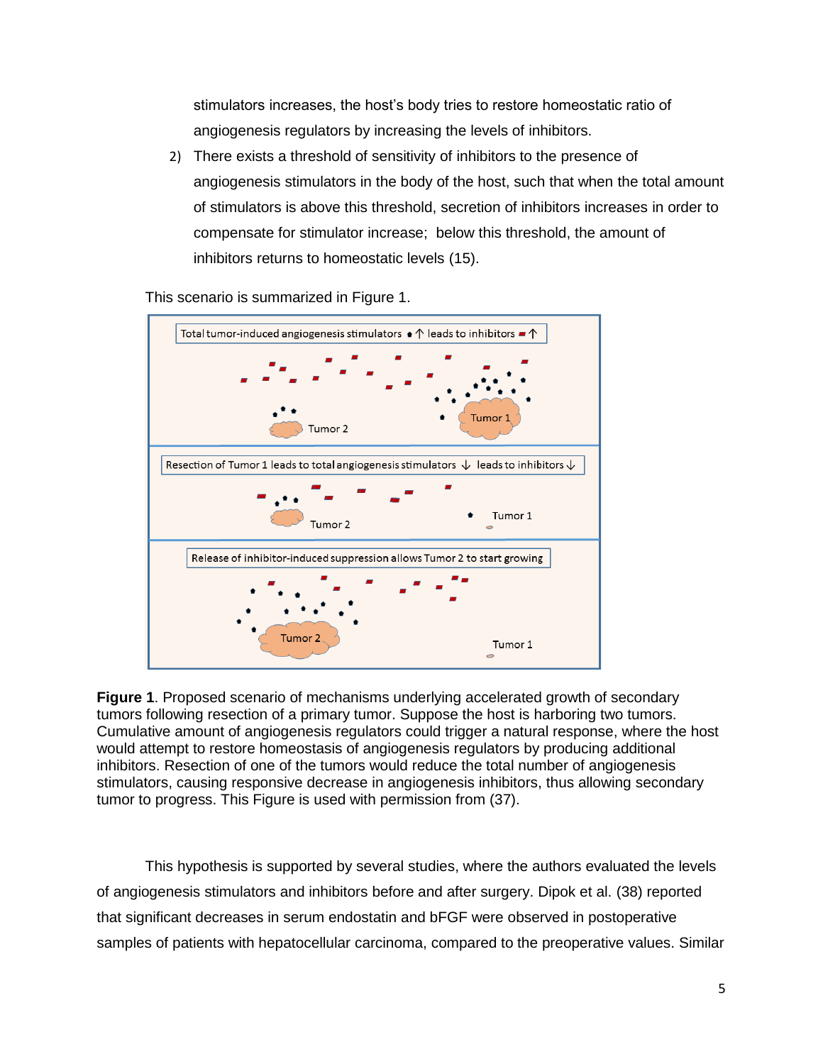stimulators increases, the host's body tries to restore homeostatic ratio of angiogenesis regulators by increasing the levels of inhibitors.

2) There exists a threshold of sensitivity of inhibitors to the presence of angiogenesis stimulators in the body of the host, such that when the total amount of stimulators is above this threshold, secretion of inhibitors increases in order to compensate for stimulator increase; below this threshold, the amount of inhibitors returns to homeostatic levels (15).

This scenario is summarized in Figure 1.

**Figure 1**. Proposed scenario of mechanisms underlying accelerated growth of secondary tumors following resection of a primary tumor. Suppose the host is harboring two tumors. Cumulative amount of angiogenesis regulators could trigger a natural response, where the host would attempt to restore homeostasis of angiogenesis regulators by producing additional inhibitors. Resection of one of the tumors would reduce the total number of angiogenesis stimulators, causing responsive decrease in angiogenesis inhibitors, thus allowing secondary tumor to progress. This Figure is used with permission from (37).

This hypothesis is supported by several studies, where the authors evaluated the levels of angiogenesis stimulators and inhibitors before and after surgery. Dipok et al. (38) reported that significant decreases in serum endostatin and bFGF were observed in postoperative samples of patients with hepatocellular carcinoma, compared to the preoperative values. Similar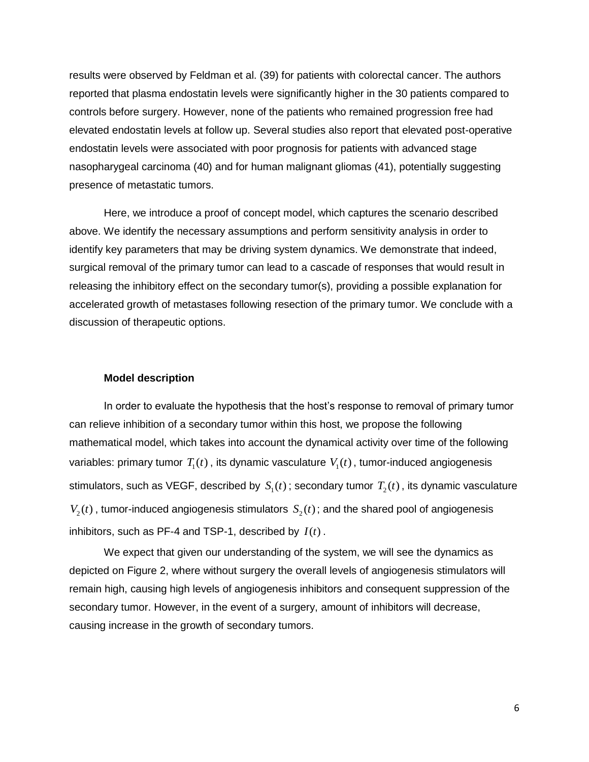results were observed by Feldman et al. (39) for patients with colorectal cancer. The authors reported that plasma endostatin levels were significantly higher in the 30 patients compared to controls before surgery. However, none of the patients who remained progression free had elevated endostatin levels at follow up. Several studies also report that elevated post-operative endostatin levels were associated with poor prognosis for patients with advanced stage nasopharygeal carcinoma (40) and for human malignant gliomas (41), potentially suggesting presence of metastatic tumors.

Here, we introduce a proof of concept model, which captures the scenario described above. We identify the necessary assumptions and perform sensitivity analysis in order to identify key parameters that may be driving system dynamics. We demonstrate that indeed, surgical removal of the primary tumor can lead to a cascade of responses that would result in releasing the inhibitory effect on the secondary tumor(s), providing a possible explanation for accelerated growth of metastases following resection of the primary tumor. We conclude with a discussion of therapeutic options.

## Model description

In order to evaluate the hypothesis that the host's response to removal of primary tumor can relieve inhibition of a secondary tumor within this host, we propose the following mathematical model, which takes into account the dynamical activity over time of the following variables: primary tumor $T_1(t)$, its dynamic vasculature $V_1(t)$, tumor-induced angiogenesis stimulators, such as VEGF, described by $S_1(t)$; secondary tumor $T_2(t)$, its dynamic vasculature $V_2(t)$, tumor-induced angiogenesis stimulators $S_2(t)$; and the shared pool of angiogenesis inhibitors, such as PF-4 and TSP-1, described by $I(t)$.

We expect that given our understanding of the system, we will see the dynamics as depicted on Figure 2, where without surgery the overall levels of angiogenesis stimulators will remain high, causing high levels of angiogenesis inhibitors and consequent suppression of the secondary tumor. However, in the event of a surgery, amount of inhibitors will decrease, causing increase in the growth of secondary tumors.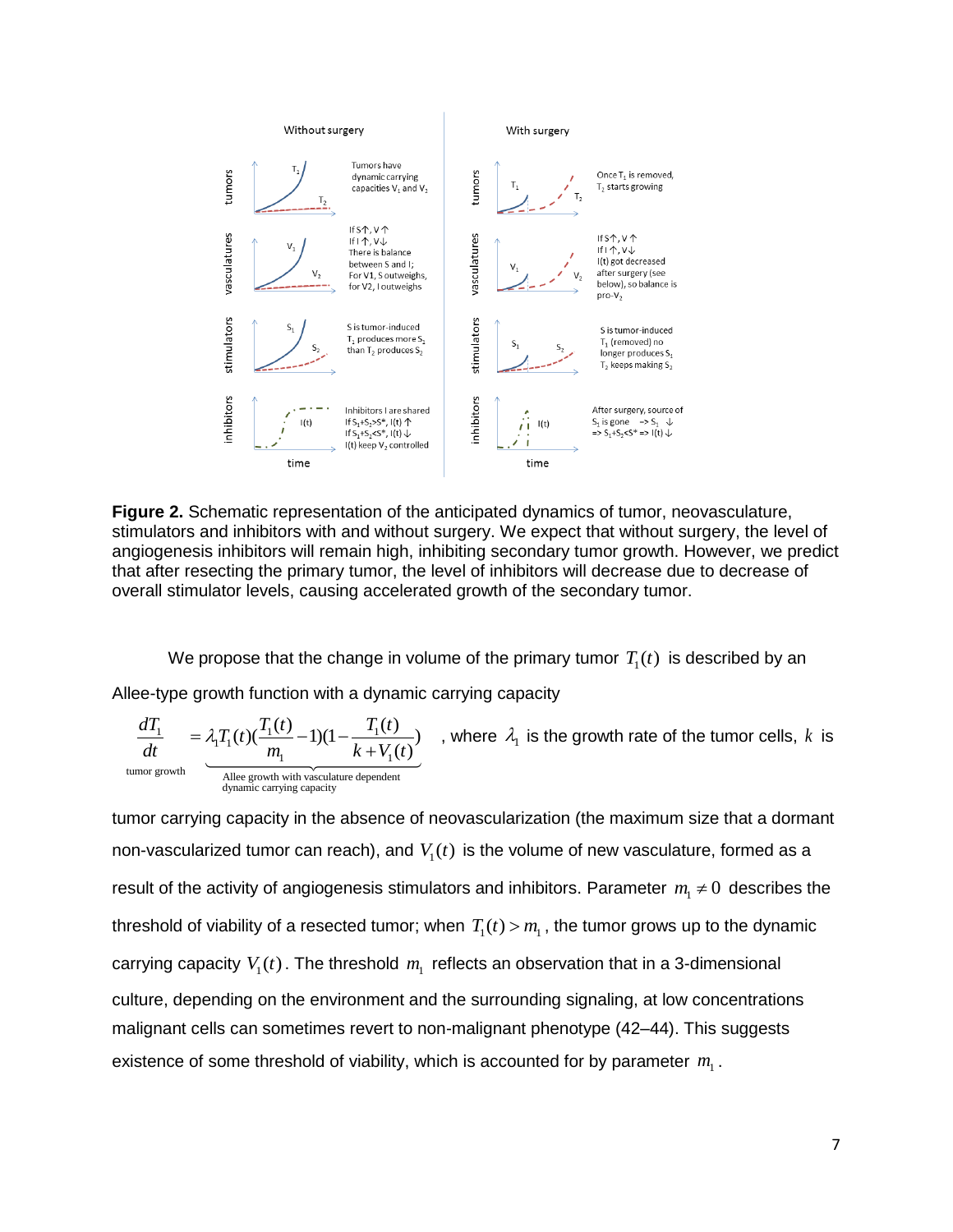**Figure 2.** Schematic representation of the anticipated dynamics of tumor, neovasculature, stimulators and inhibitors with and without surgery. We expect that without surgery, the level of angiogenesis inhibitors will remain high, inhibiting secondary tumor growth. However, we predict that after resecting the primary tumor, the level of inhibitors will decrease due to decrease of overall stimulator levels, causing accelerated growth of the secondary tumor.

We propose that the change in volume of the primary tumor $T_1(t)$ is described by an Allee-type growth function with a dynamic carrying capacity

$$\underbrace{\frac{dT_1}{dt}}_{\text{tumor growth}} = \underbrace{\lambda_1 T_1(t)\left(\frac{T_1(t)}{m_1} - 1\right)\left(1 - \frac{T_1(t)}{k + V_1(t)}\right)}_{\text{Allee growth with vasculature dependent dynamic carrying capacity}}$$

, where $\lambda_1$ is the growth rate of the tumor cells, $k$ is tumor carrying capacity in the absence of neovascularization (the maximum size that a dormant non-vascularized tumor can reach), and $V_1(t)$ is the volume of new vasculature, formed as a result of the activity of angiogenesis stimulators and inhibitors. Parameter $m_1 \neq 0$ describes the threshold of viability of a resected tumor; when $T_1(t) > m_1$, the tumor grows up to the dynamic carrying capacity $V_1(t)$. The threshold $m_1$ reflects an observation that in a 3-dimensional culture, depending on the environment and the surrounding signaling, at low concentrations malignant cells can sometimes revert to non-malignant phenotype (42–44). This suggests existence of some threshold of viability, which is accounted for by parameter $m_1$.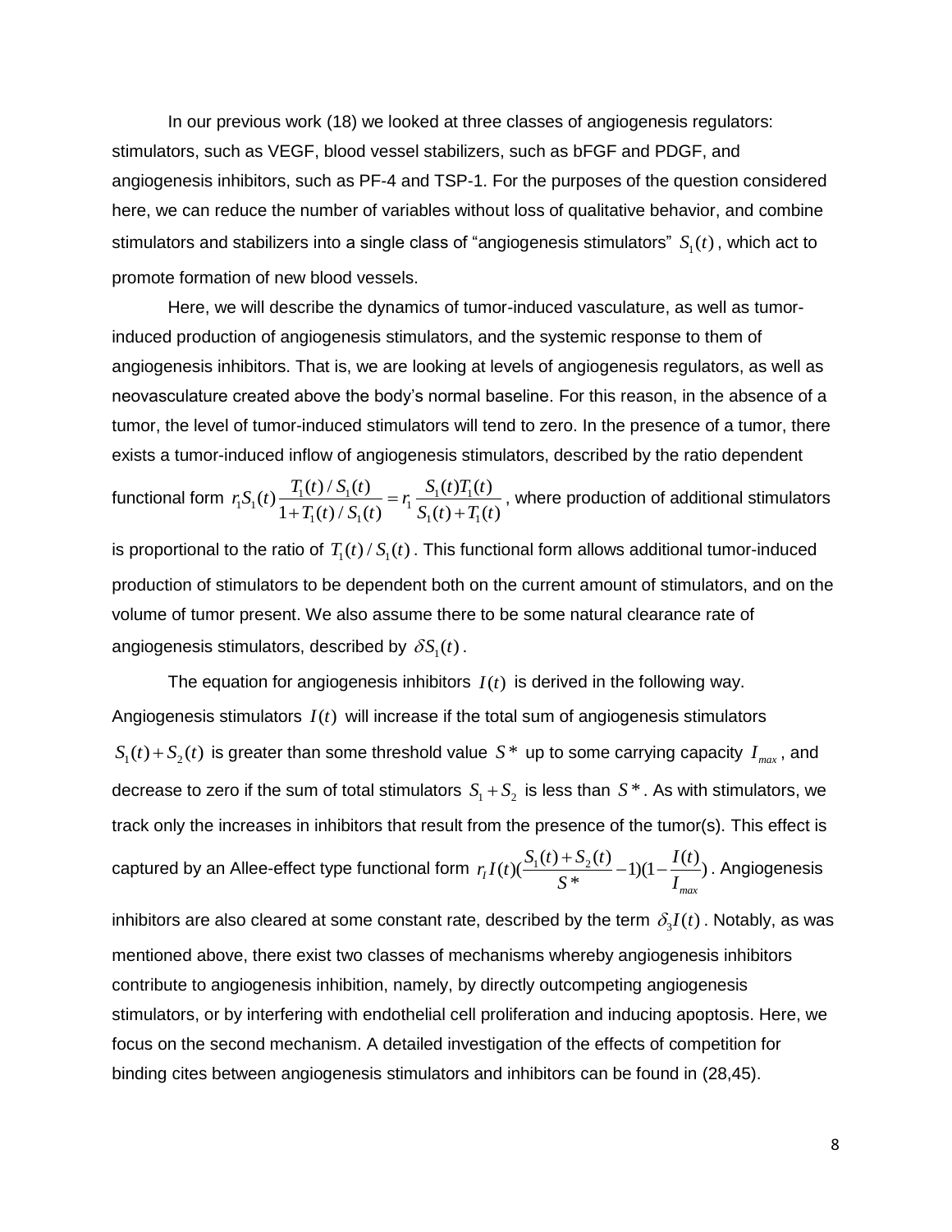In our previous work (18) we looked at three classes of angiogenesis regulators: stimulators, such as VEGF, blood vessel stabilizers, such as bFGF and PDGF, and angiogenesis inhibitors, such as PF-4 and TSP-1. For the purposes of the question considered here, we can reduce the number of variables without loss of qualitative behavior, and combine stimulators and stabilizers into a single class of "angiogenesis stimulators" $S_1(t)$, which act to promote formation of new blood vessels.

Here, we will describe the dynamics of tumor-induced vasculature, as well as tumor-induced production of angiogenesis stimulators, and the systemic response to them of angiogenesis inhibitors. That is, we are looking at levels of angiogenesis regulators, as well as neovasculature created above the body's normal baseline. For this reason, in the absence of a tumor, the level of tumor-induced stimulators will tend to zero. In the presence of a tumor, there exists a tumor-induced inflow of angiogenesis stimulators, described by the ratio dependent functional form $r_1 S_1(t)\dfrac{T_1(t)/S_1(t)}{1+T_1(t)/S_1(t)} = r_1 \dfrac{S_1(t)T_1(t)}{S_1(t)+T_1(t)}$, where production of additional stimulators is proportional to the ratio of $T_1(t)/S_1(t)$. This functional form allows additional tumor-induced production of stimulators to be dependent both on the current amount of stimulators, and on the volume of tumor present. We also assume there to be some natural clearance rate of angiogenesis stimulators, described by $\delta S_1(t)$.

The equation for angiogenesis inhibitors $I(t)$ is derived in the following way. Angiogenesis stimulators $I(t)$ will increase if the total sum of angiogenesis stimulators $S_1(t)+S_2(t)$ is greater than some threshold value $S^*$ up to some carrying capacity $I_{max}$, and decrease to zero if the sum of total stimulators $S_1+S_2$ is less than $S^*$. As with stimulators, we track only the increases in inhibitors that result from the presence of the tumor(s). This effect is captured by an Allee-effect type functional form $r_I I(t)(\dfrac{S_1(t)+S_2(t)}{S^*}-1)(1-\dfrac{I(t)}{I_{max}})$. Angiogenesis inhibitors are also cleared at some constant rate, described by the term $\delta_3 I(t)$. Notably, as was mentioned above, there exist two classes of mechanisms whereby angiogenesis inhibitors contribute to angiogenesis inhibition, namely, by directly outcompeting angiogenesis stimulators, or by interfering with endothelial cell proliferation and inducing apoptosis. Here, we focus on the second mechanism. A detailed investigation of the effects of competition for binding cites between angiogenesis stimulators and inhibitors can be found in (28,45).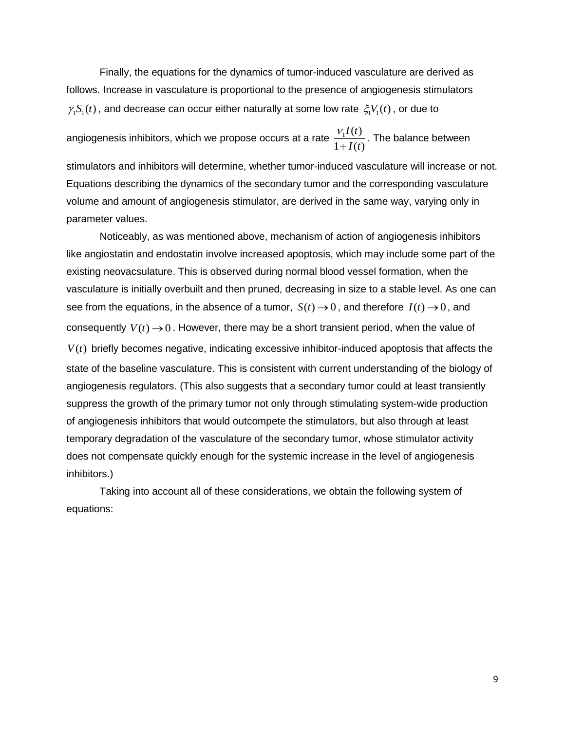Finally, the equations for the dynamics of tumor-induced vasculature are derived as follows. Increase in vasculature is proportional to the presence of angiogenesis stimulators $\gamma_1 S_1(t)$, and decrease can occur either naturally at some low rate $\xi_1 V_1(t)$, or due to angiogenesis inhibitors, which we propose occurs at a rate $\frac{\nu_1 I(t)}{1+I(t)}$. The balance between stimulators and inhibitors will determine, whether tumor-induced vasculature will increase or not. Equations describing the dynamics of the secondary tumor and the corresponding vasculature volume and amount of angiogenesis stimulator, are derived in the same way, varying only in parameter values.

Noticeably, as was mentioned above, mechanism of action of angiogenesis inhibitors like angiostatin and endostatin involve increased apoptosis, which may include some part of the existing neovacsulature. This is observed during normal blood vessel formation, when the vasculature is initially overbuilt and then pruned, decreasing in size to a stable level. As one can see from the equations, in the absence of a tumor, $S(t) \to 0$, and therefore $I(t) \to 0$, and consequently $V(t) \to 0$. However, there may be a short transient period, when the value of $V(t)$ briefly becomes negative, indicating excessive inhibitor-induced apoptosis that affects the state of the baseline vasculature. This is consistent with current understanding of the biology of angiogenesis regulators. (This also suggests that a secondary tumor could at least transiently suppress the growth of the primary tumor not only through stimulating system-wide production of angiogenesis inhibitors that would outcompete the stimulators, but also through at least temporary degradation of the vasculature of the secondary tumor, whose stimulator activity does not compensate quickly enough for the systemic increase in the level of angiogenesis inhibitors.)

Taking into account all of these considerations, we obtain the following system of equations: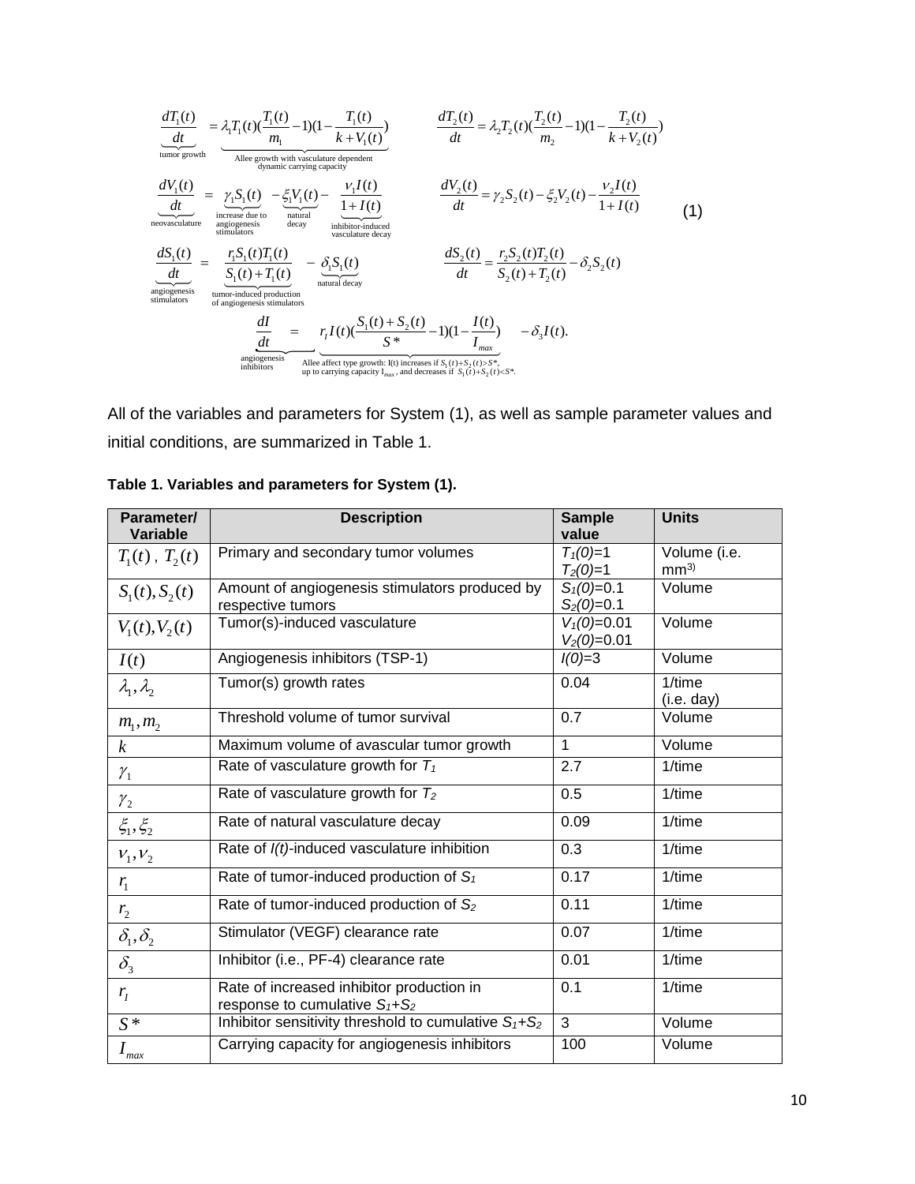$$
\begin{aligned}
&\underbrace{\frac{dT_1(t)}{dt}}_{\text{tumor growth}} = \underbrace{\lambda_1 T_1(t)(\frac{T_1(t)}{m_1}-1)(1-\frac{T_1(t)}{k+V_1(t)})}_{\substack{\text{Allee growth with vasculature dependent}\\ \text{dynamic carrying capacity}}} \qquad && \frac{dT_2(t)}{dt} = \lambda_2 T_2(t)(\frac{T_2(t)}{m_2}-1)(1-\frac{T_2(t)}{k+V_2(t)}) \\
&\underbrace{\frac{dV_1(t)}{dt}}_{\text{neovasculature}} = \underbrace{\gamma_1 S_1(t)}_{\substack{\text{increase due to}\\ \text{angiogenesis}\\ \text{stimulators}}} - \underbrace{\xi_1 V_1(t)}_{\substack{\text{natural}\\ \text{decay}}} - \underbrace{\frac{\nu_1 I(t)}{1+I(t)}}_{\substack{\text{inhibitor-induced}\\ \text{vasculature decay}}} && \frac{dV_2(t)}{dt} = \gamma_2 S_2(t) - \xi_2 V_2(t) - \frac{\nu_2 I(t)}{1+I(t)} \qquad (1) \\
&\underbrace{\frac{dS_1(t)}{dt}}_{\substack{\text{angiogenesis}\\ \text{stimulators}}} = \underbrace{\frac{r_1 S_1(t) T_1(t)}{S_1(t)+T_1(t)}}_{\substack{\text{tumor-induced production}\\ \text{of angiogenesis stimulators}}} - \underbrace{\delta_1 S_1(t)}_{\text{natural decay}} && \frac{dS_2(t)}{dt} = \frac{r_2 S_2(t) T_2(t)}{S_2(t)+T_2(t)} - \delta_2 S_2(t) \\
&\underbrace{\frac{dI}{dt}}_{\substack{\text{angiogenesis}\\ \text{inhibitors}}} = \underbrace{r_I I(t)(\frac{S_1(t)+S_2(t)}{S^*}-1)(1-\frac{I(t)}{I_{max}})}_{\substack{\text{Allee affect type growth: I(t) increases if } S_1(t)+S_2(t)>S^*,\\ \text{up to carrying capacity } I_{max}\text{, and decreases if } S_1(t)+S_2(t)<S^*.}} - \delta_3 I(t).
\end{aligned}
$$

All of the variables and parameters for System (1), as well as sample parameter values and initial conditions, are summarized in Table 1.

**Table 1. Variables and parameters for System (1).**

| Parameter/ Variable | Description | Sample value | Units |
|---|---|---|---|
| $T_1(t)$ , $T_2(t)$ | Primary and secondary tumor volumes | $T_1(0)$=1 $T_2(0)$=1 | Volume (i.e. $mm^3$) |
| $S_1(t), S_2(t)$ | Amount of angiogenesis stimulators produced by respective tumors | $S_1(0)$=0.1 $S_2(0)$=0.1 | Volume |
| $V_1(t), V_2(t)$ | Tumor(s)-induced vasculature | $V_1(0)$=0.01 $V_2(0)$=0.01 | Volume |
| $I(t)$ | Angiogenesis inhibitors (TSP-1) | $I(0)$=3 | Volume |
| $\lambda_1, \lambda_2$ | Tumor(s) growth rates | 0.04 | 1/time (i.e. day) |
| $m_1, m_2$ | Threshold volume of tumor survival | 0.7 | Volume |
| $k$ | Maximum volume of avascular tumor growth | 1 | Volume |
| $\gamma_1$ | Rate of vasculature growth for $T_1$ | 2.7 | 1/time |
| $\gamma_2$ | Rate of vasculature growth for $T_2$ | 0.5 | 1/time |
| $\xi_1, \xi_2$ | Rate of natural vasculature decay | 0.09 | 1/time |
| $\nu_1, \nu_2$ | Rate of $I(t)$-induced vasculature inhibition | 0.3 | 1/time |
| $r_1$ | Rate of tumor-induced production of $S_1$ | 0.17 | 1/time |
| $r_2$ | Rate of tumor-induced production of $S_2$ | 0.11 | 1/time |
| $\delta_1, \delta_2$ | Stimulator (VEGF) clearance rate | 0.07 | 1/time |
| $\delta_3$ | Inhibitor (i.e., PF-4) clearance rate | 0.01 | 1/time |
| $r_I$ | Rate of increased inhibitor production in response to cumulative $S_1$+$S_2$ | 0.1 | 1/time |
| $S^*$ | Inhibitor sensitivity threshold to cumulative $S_1$+$S_2$ | 3 | Volume |
| $I_{max}$ | Carrying capacity for angiogenesis inhibitors | 100 | Volume |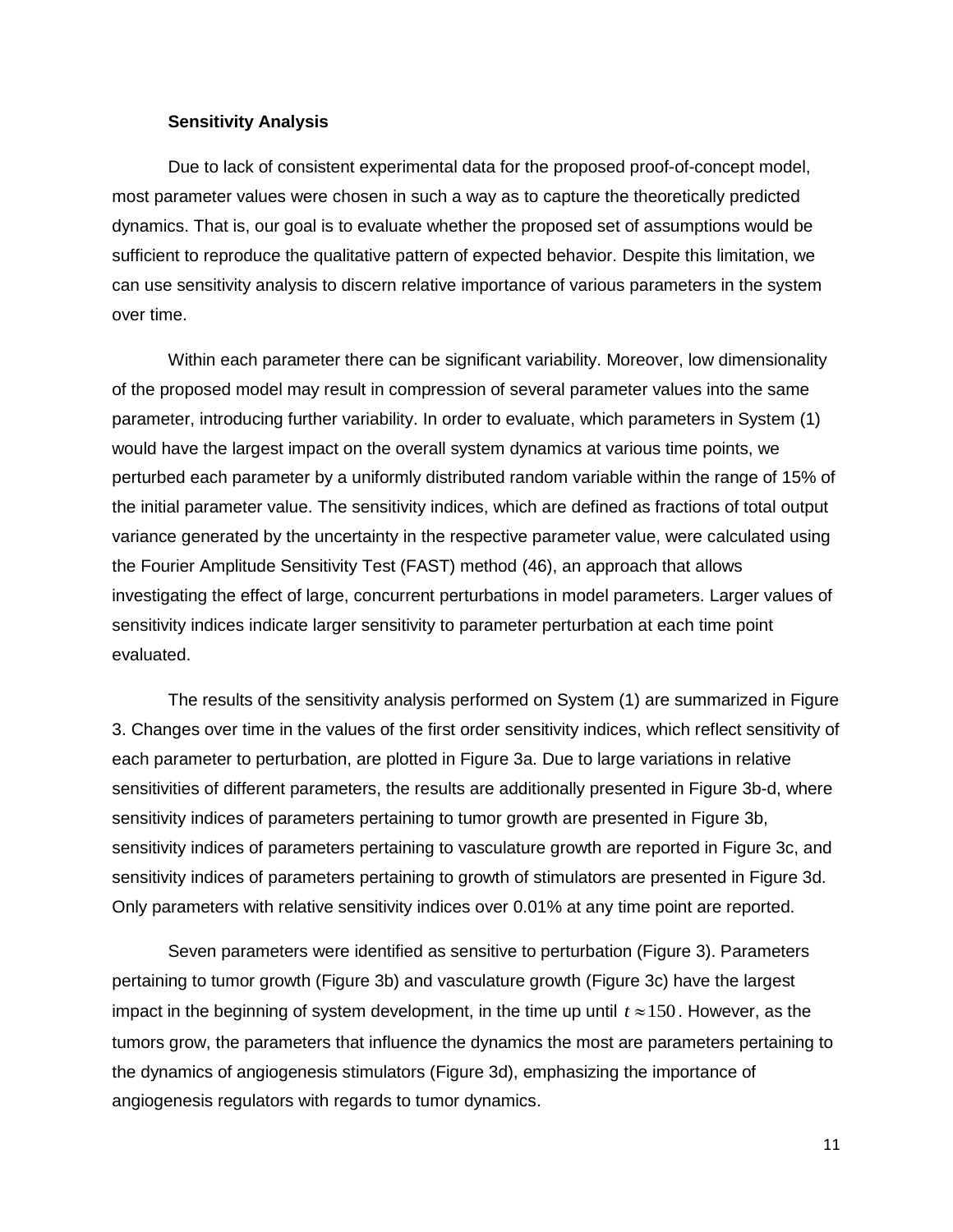### Sensitivity Analysis

Due to lack of consistent experimental data for the proposed proof-of-concept model, most parameter values were chosen in such a way as to capture the theoretically predicted dynamics. That is, our goal is to evaluate whether the proposed set of assumptions would be sufficient to reproduce the qualitative pattern of expected behavior. Despite this limitation, we can use sensitivity analysis to discern relative importance of various parameters in the system over time.

Within each parameter there can be significant variability. Moreover, low dimensionality of the proposed model may result in compression of several parameter values into the same parameter, introducing further variability. In order to evaluate, which parameters in System (1) would have the largest impact on the overall system dynamics at various time points, we perturbed each parameter by a uniformly distributed random variable within the range of 15% of the initial parameter value. The sensitivity indices, which are defined as fractions of total output variance generated by the uncertainty in the respective parameter value, were calculated using the Fourier Amplitude Sensitivity Test (FAST) method (46), an approach that allows investigating the effect of large, concurrent perturbations in model parameters. Larger values of sensitivity indices indicate larger sensitivity to parameter perturbation at each time point evaluated.

The results of the sensitivity analysis performed on System (1) are summarized in Figure 3. Changes over time in the values of the first order sensitivity indices, which reflect sensitivity of each parameter to perturbation, are plotted in Figure 3a. Due to large variations in relative sensitivities of different parameters, the results are additionally presented in Figure 3b-d, where sensitivity indices of parameters pertaining to tumor growth are presented in Figure 3b, sensitivity indices of parameters pertaining to vasculature growth are reported in Figure 3c, and sensitivity indices of parameters pertaining to growth of stimulators are presented in Figure 3d. Only parameters with relative sensitivity indices over 0.01% at any time point are reported.

Seven parameters were identified as sensitive to perturbation (Figure 3). Parameters pertaining to tumor growth (Figure 3b) and vasculature growth (Figure 3c) have the largest impact in the beginning of system development, in the time up until $t \approx 150$. However, as the tumors grow, the parameters that influence the dynamics the most are parameters pertaining to the dynamics of angiogenesis stimulators (Figure 3d), emphasizing the importance of angiogenesis regulators with regards to tumor dynamics.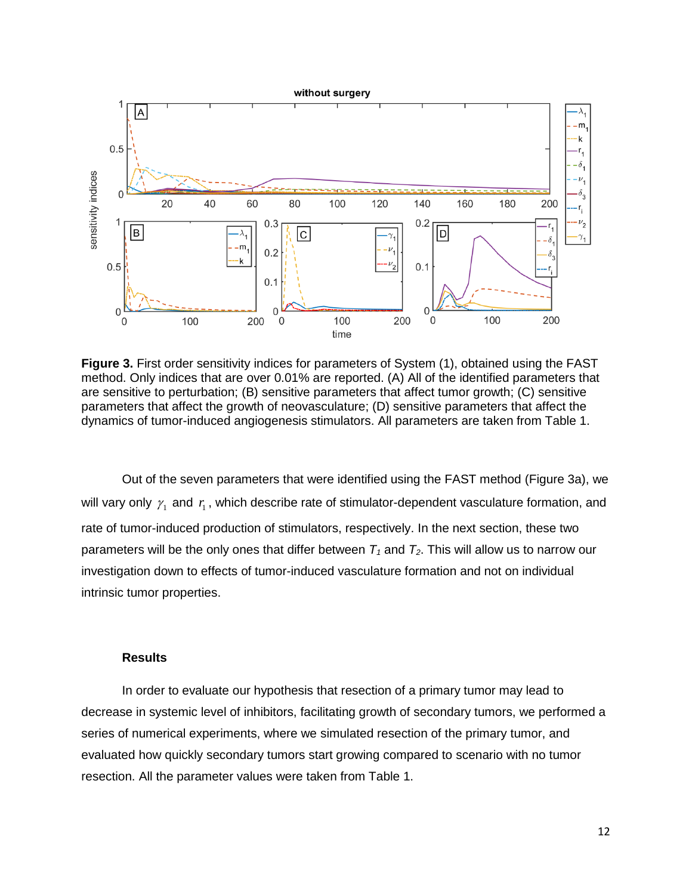**Figure 3.** First order sensitivity indices for parameters of System (1), obtained using the FAST method. Only indices that are over 0.01% are reported. (A) All of the identified parameters that are sensitive to perturbation; (B) sensitive parameters that affect tumor growth; (C) sensitive parameters that affect the growth of neovasculature; (D) sensitive parameters that affect the dynamics of tumor-induced angiogenesis stimulators. All parameters are taken from Table 1.

Out of the seven parameters that were identified using the FAST method (Figure 3a), we will vary only $\gamma_1$ and $r_1$, which describe rate of stimulator-dependent vasculature formation, and rate of tumor-induced production of stimulators, respectively. In the next section, these two parameters will be the only ones that differ between $T_1$ and $T_2$. This will allow us to narrow our investigation down to effects of tumor-induced vasculature formation and not on individual intrinsic tumor properties.

## Results

In order to evaluate our hypothesis that resection of a primary tumor may lead to decrease in systemic level of inhibitors, facilitating growth of secondary tumors, we performed a series of numerical experiments, where we simulated resection of the primary tumor, and evaluated how quickly secondary tumors start growing compared to scenario with no tumor resection. All the parameter values were taken from Table 1.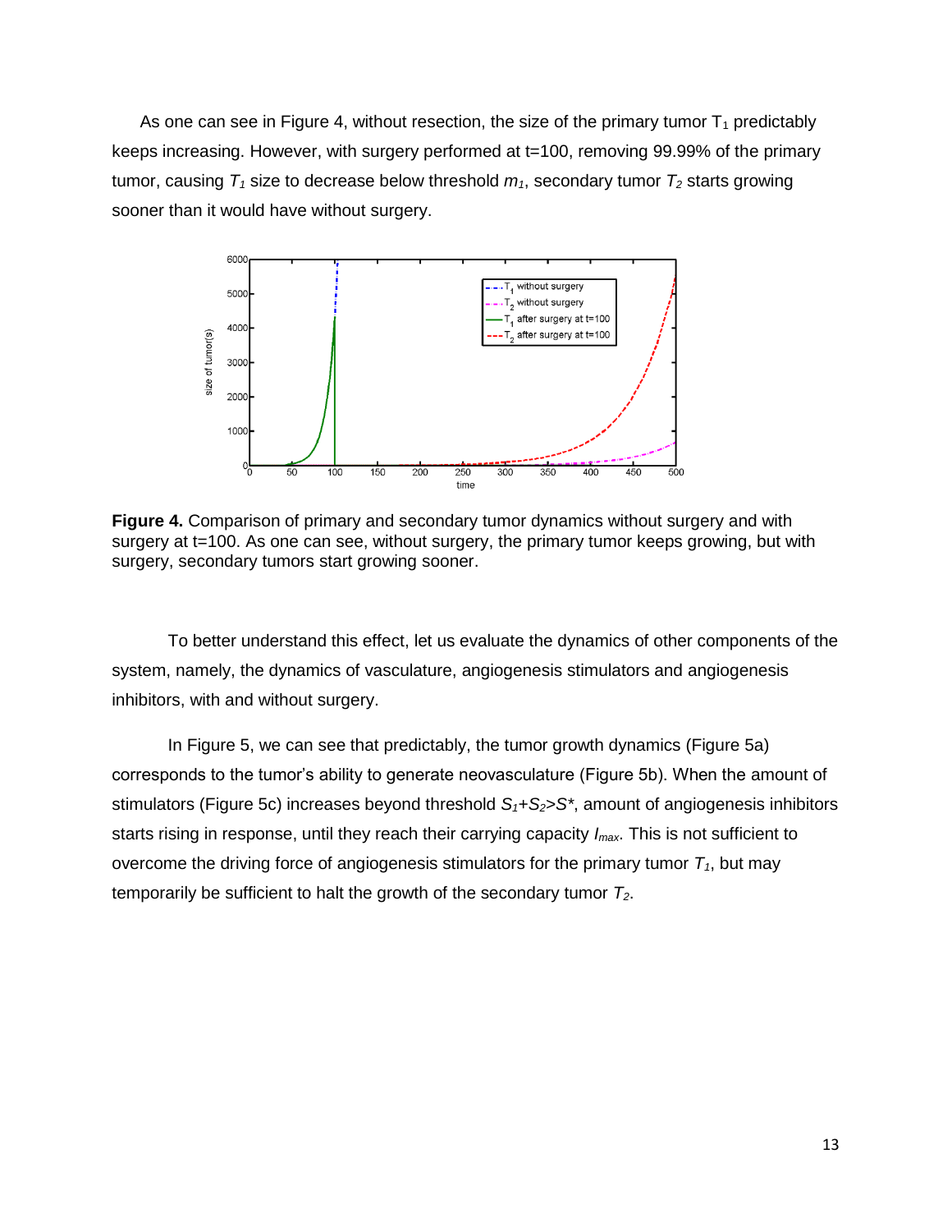As one can see in Figure 4, without resection, the size of the primary tumor $T_1$ predictably keeps increasing. However, with surgery performed at t=100, removing 99.99% of the primary tumor, causing $T_1$ size to decrease below threshold $m_1$, secondary tumor $T_2$ starts growing sooner than it would have without surgery.

**Figure 4.** Comparison of primary and secondary tumor dynamics without surgery and with surgery at t=100. As one can see, without surgery, the primary tumor keeps growing, but with surgery, secondary tumors start growing sooner.

To better understand this effect, let us evaluate the dynamics of other components of the system, namely, the dynamics of vasculature, angiogenesis stimulators and angiogenesis inhibitors, with and without surgery.

In Figure 5, we can see that predictably, the tumor growth dynamics (Figure 5a) corresponds to the tumor's ability to generate neovasculature (Figure 5b). When the amount of stimulators (Figure 5c) increases beyond threshold $S_1+S_2>S^*$, amount of angiogenesis inhibitors starts rising in response, until they reach their carrying capacity $I_{max}$. This is not sufficient to overcome the driving force of angiogenesis stimulators for the primary tumor $T_1$, but may temporarily be sufficient to halt the growth of the secondary tumor $T_2$.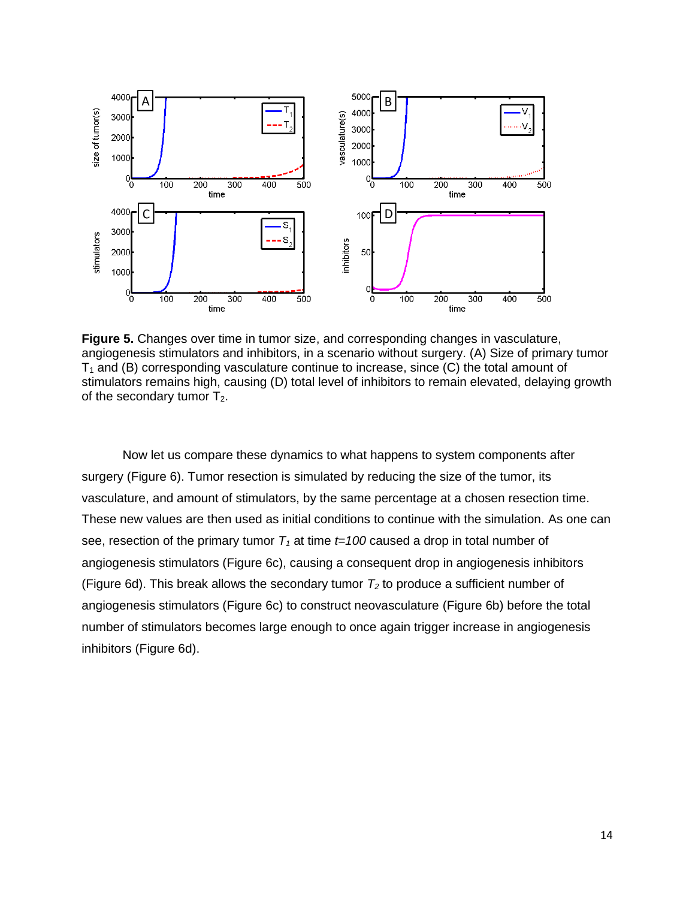**Figure 5.** Changes over time in tumor size, and corresponding changes in vasculature, angiogenesis stimulators and inhibitors, in a scenario without surgery. (A) Size of primary tumor $T_1$ and (B) corresponding vasculature continue to increase, since (C) the total amount of stimulators remains high, causing (D) total level of inhibitors to remain elevated, delaying growth of the secondary tumor $T_2$.

Now let us compare these dynamics to what happens to system components after surgery (Figure 6). Tumor resection is simulated by reducing the size of the tumor, its vasculature, and amount of stimulators, by the same percentage at a chosen resection time. These new values are then used as initial conditions to continue with the simulation. As one can see, resection of the primary tumor $T_1$ at time $t=100$ caused a drop in total number of angiogenesis stimulators (Figure 6c), causing a consequent drop in angiogenesis inhibitors (Figure 6d). This break allows the secondary tumor $T_2$ to produce a sufficient number of angiogenesis stimulators (Figure 6c) to construct neovasculature (Figure 6b) before the total number of stimulators becomes large enough to once again trigger increase in angiogenesis inhibitors (Figure 6d).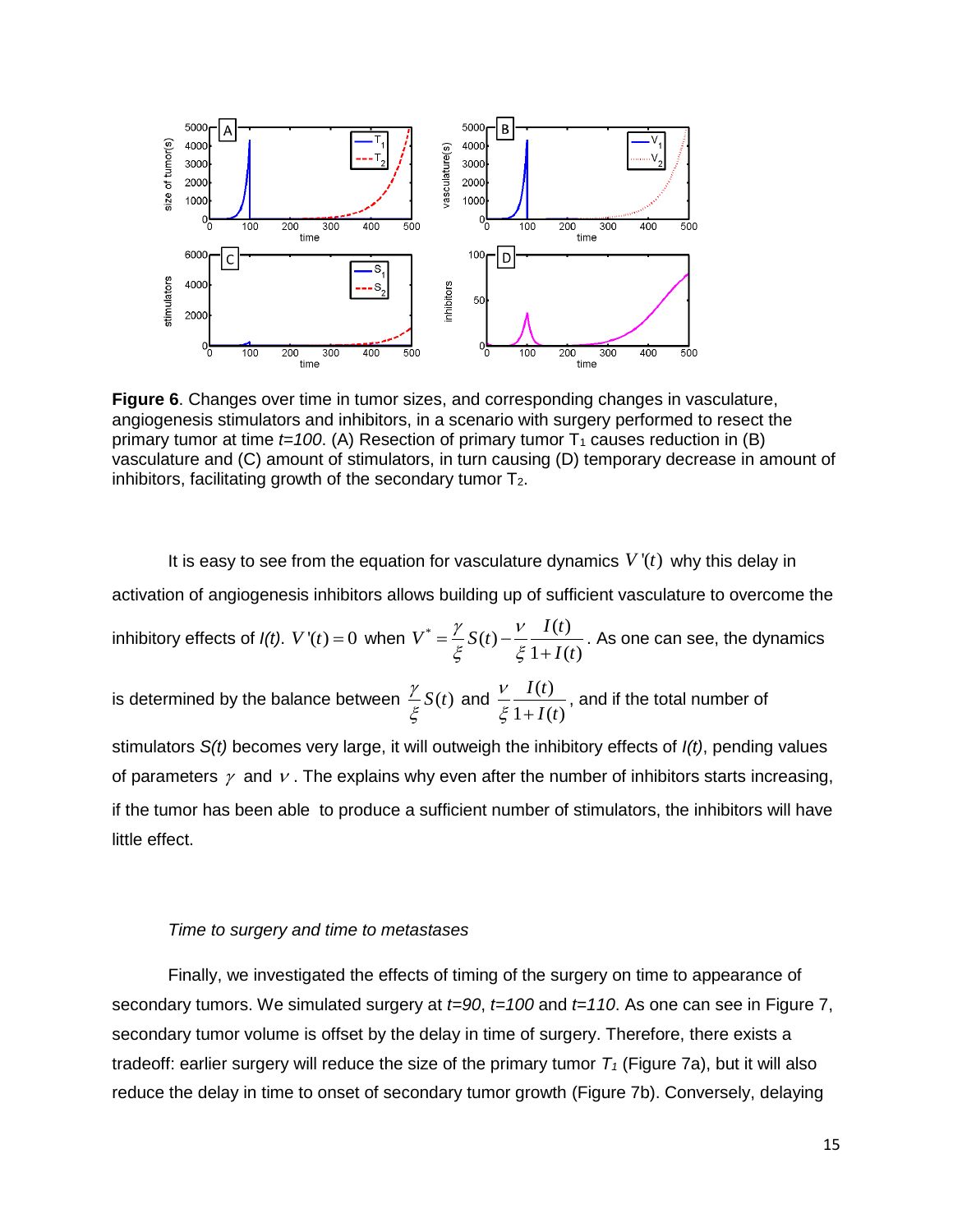**Figure 6**. Changes over time in tumor sizes, and corresponding changes in vasculature, angiogenesis stimulators and inhibitors, in a scenario with surgery performed to resect the primary tumor at time *t=100*. (A) Resection of primary tumor $T_1$ causes reduction in (B) vasculature and (C) amount of stimulators, in turn causing (D) temporary decrease in amount of inhibitors, facilitating growth of the secondary tumor $T_2$.

It is easy to see from the equation for vasculature dynamics $V'(t)$ why this delay in activation of angiogenesis inhibitors allows building up of sufficient vasculature to overcome the inhibitory effects of *I(t)*. $V'(t)=0$ when $V^* = \frac{\gamma}{\xi}S(t) - \frac{\nu}{\xi}\frac{I(t)}{1+I(t)}$. As one can see, the dynamics is determined by the balance between $\frac{\gamma}{\xi}S(t)$ and $\frac{\nu}{\xi}\frac{I(t)}{1+I(t)}$, and if the total number of stimulators *S(t)* becomes very large, it will outweigh the inhibitory effects of *I(t)*, pending values of parameters $\gamma$ and $\nu$. The explains why even after the number of inhibitors starts increasing, if the tumor has been able to produce a sufficient number of stimulators, the inhibitors will have little effect.

*Time to surgery and time to metastases*

Finally, we investigated the effects of timing of the surgery on time to appearance of secondary tumors. We simulated surgery at *t=90*, *t=100* and *t=110*. As one can see in Figure 7, secondary tumor volume is offset by the delay in time of surgery. Therefore, there exists a tradeoff: earlier surgery will reduce the size of the primary tumor $T_1$ (Figure 7a), but it will also reduce the delay in time to onset of secondary tumor growth (Figure 7b). Conversely, delaying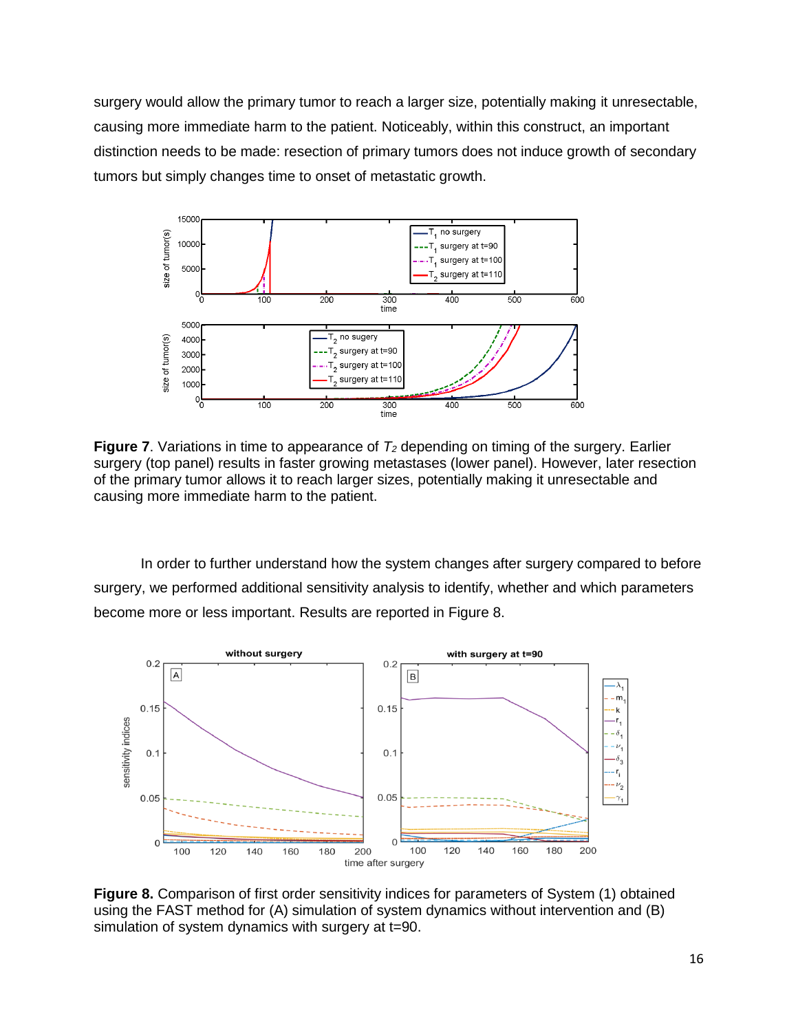surgery would allow the primary tumor to reach a larger size, potentially making it unresectable, causing more immediate harm to the patient. Noticeably, within this construct, an important distinction needs to be made: resection of primary tumors does not induce growth of secondary tumors but simply changes time to onset of metastatic growth.

**Figure 7**. Variations in time to appearance of $T_2$ depending on timing of the surgery. Earlier surgery (top panel) results in faster growing metastases (lower panel). However, later resection of the primary tumor allows it to reach larger sizes, potentially making it unresectable and causing more immediate harm to the patient.

In order to further understand how the system changes after surgery compared to before surgery, we performed additional sensitivity analysis to identify, whether and which parameters become more or less important. Results are reported in Figure 8.

**Figure 8.** Comparison of first order sensitivity indices for parameters of System (1) obtained using the FAST method for (A) simulation of system dynamics without intervention and (B) simulation of system dynamics with surgery at t=90.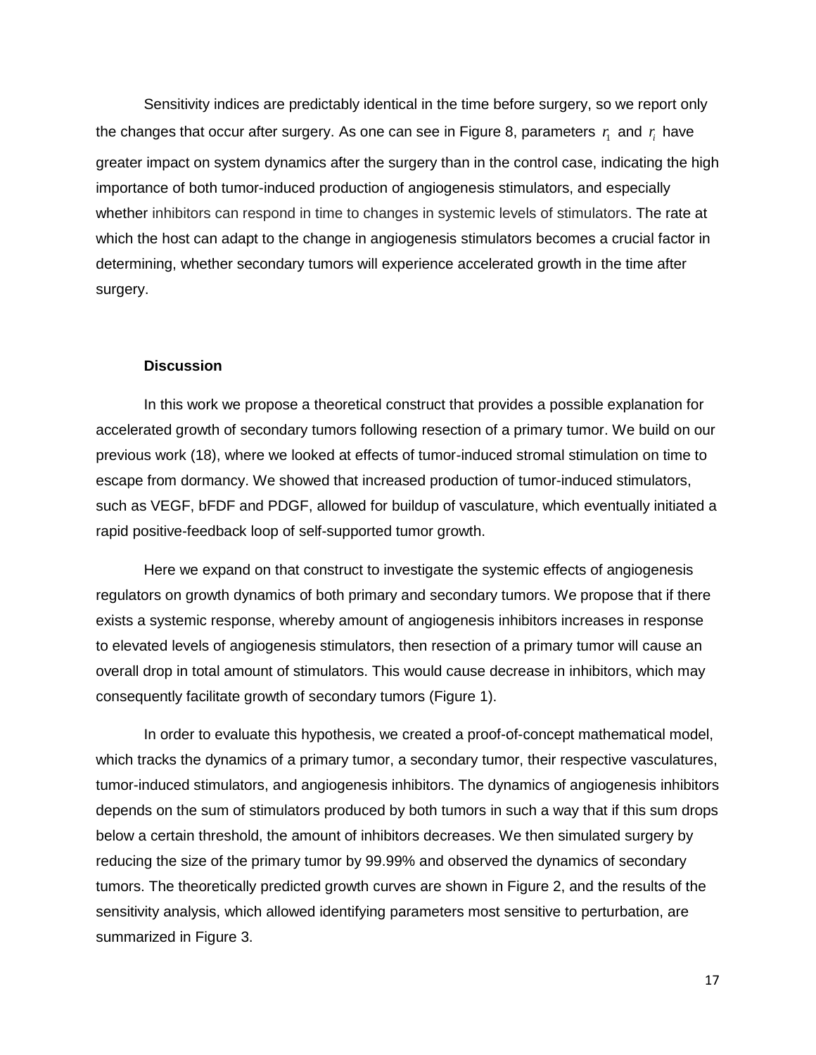Sensitivity indices are predictably identical in the time before surgery, so we report only the changes that occur after surgery. As one can see in Figure 8, parameters $r_1$ and $r_i$ have greater impact on system dynamics after the surgery than in the control case, indicating the high importance of both tumor-induced production of angiogenesis stimulators, and especially whether inhibitors can respond in time to changes in systemic levels of stimulators. The rate at which the host can adapt to the change in angiogenesis stimulators becomes a crucial factor in determining, whether secondary tumors will experience accelerated growth in the time after surgery.

## Discussion

In this work we propose a theoretical construct that provides a possible explanation for accelerated growth of secondary tumors following resection of a primary tumor. We build on our previous work (18), where we looked at effects of tumor-induced stromal stimulation on time to escape from dormancy. We showed that increased production of tumor-induced stimulators, such as VEGF, bFDF and PDGF, allowed for buildup of vasculature, which eventually initiated a rapid positive-feedback loop of self-supported tumor growth.

Here we expand on that construct to investigate the systemic effects of angiogenesis regulators on growth dynamics of both primary and secondary tumors. We propose that if there exists a systemic response, whereby amount of angiogenesis inhibitors increases in response to elevated levels of angiogenesis stimulators, then resection of a primary tumor will cause an overall drop in total amount of stimulators. This would cause decrease in inhibitors, which may consequently facilitate growth of secondary tumors (Figure 1).

In order to evaluate this hypothesis, we created a proof-of-concept mathematical model, which tracks the dynamics of a primary tumor, a secondary tumor, their respective vasculatures, tumor-induced stimulators, and angiogenesis inhibitors. The dynamics of angiogenesis inhibitors depends on the sum of stimulators produced by both tumors in such a way that if this sum drops below a certain threshold, the amount of inhibitors decreases. We then simulated surgery by reducing the size of the primary tumor by 99.99% and observed the dynamics of secondary tumors. The theoretically predicted growth curves are shown in Figure 2, and the results of the sensitivity analysis, which allowed identifying parameters most sensitive to perturbation, are summarized in Figure 3.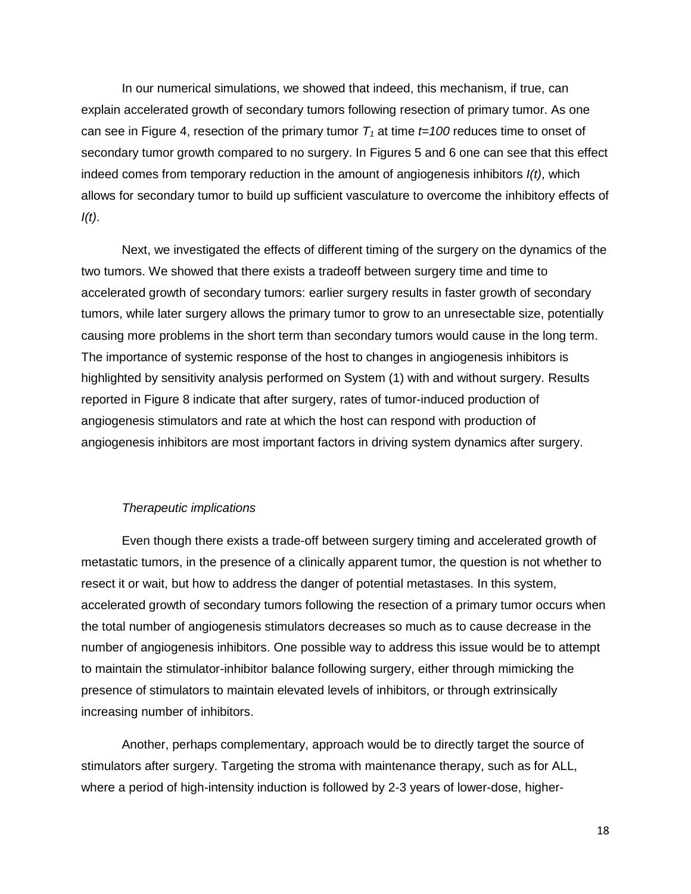In our numerical simulations, we showed that indeed, this mechanism, if true, can explain accelerated growth of secondary tumors following resection of primary tumor. As one can see in Figure 4, resection of the primary tumor $T_1$ at time $t=100$ reduces time to onset of secondary tumor growth compared to no surgery. In Figures 5 and 6 one can see that this effect indeed comes from temporary reduction in the amount of angiogenesis inhibitors $I(t)$, which allows for secondary tumor to build up sufficient vasculature to overcome the inhibitory effects of $I(t)$.

Next, we investigated the effects of different timing of the surgery on the dynamics of the two tumors. We showed that there exists a tradeoff between surgery time and time to accelerated growth of secondary tumors: earlier surgery results in faster growth of secondary tumors, while later surgery allows the primary tumor to grow to an unresectable size, potentially causing more problems in the short term than secondary tumors would cause in the long term. The importance of systemic response of the host to changes in angiogenesis inhibitors is highlighted by sensitivity analysis performed on System (1) with and without surgery. Results reported in Figure 8 indicate that after surgery, rates of tumor-induced production of angiogenesis stimulators and rate at which the host can respond with production of angiogenesis inhibitors are most important factors in driving system dynamics after surgery.

*Therapeutic implications*

Even though there exists a trade-off between surgery timing and accelerated growth of metastatic tumors, in the presence of a clinically apparent tumor, the question is not whether to resect it or wait, but how to address the danger of potential metastases. In this system, accelerated growth of secondary tumors following the resection of a primary tumor occurs when the total number of angiogenesis stimulators decreases so much as to cause decrease in the number of angiogenesis inhibitors. One possible way to address this issue would be to attempt to maintain the stimulator-inhibitor balance following surgery, either through mimicking the presence of stimulators to maintain elevated levels of inhibitors, or through extrinsically increasing number of inhibitors.

Another, perhaps complementary, approach would be to directly target the source of stimulators after surgery. Targeting the stroma with maintenance therapy, such as for ALL, where a period of high-intensity induction is followed by 2-3 years of lower-dose, higher-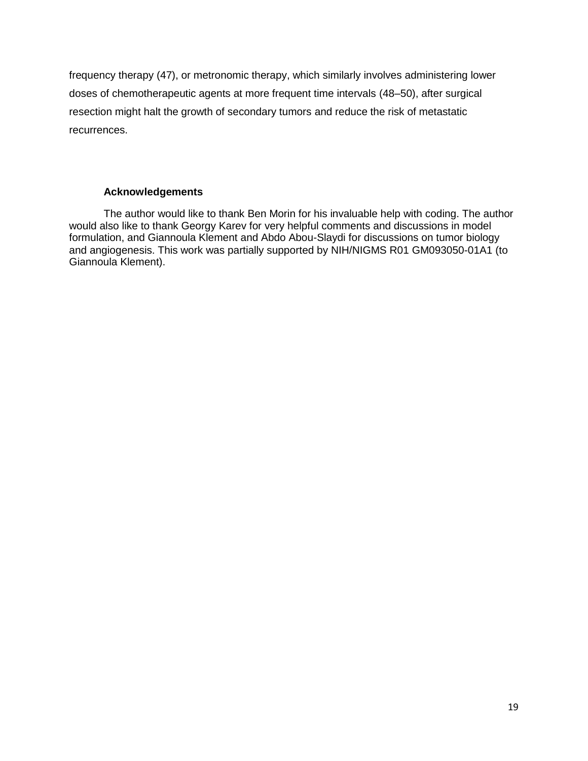frequency therapy (47), or metronomic therapy, which similarly involves administering lower doses of chemotherapeutic agents at more frequent time intervals (48–50), after surgical resection might halt the growth of secondary tumors and reduce the risk of metastatic recurrences.

## Acknowledgements

The author would like to thank Ben Morin for his invaluable help with coding. The author would also like to thank Georgy Karev for very helpful comments and discussions in model formulation, and Giannoula Klement and Abdo Abou-Slaydi for discussions on tumor biology and angiogenesis. This work was partially supported by NIH/NIGMS R01 GM093050-01A1 (to Giannoula Klement).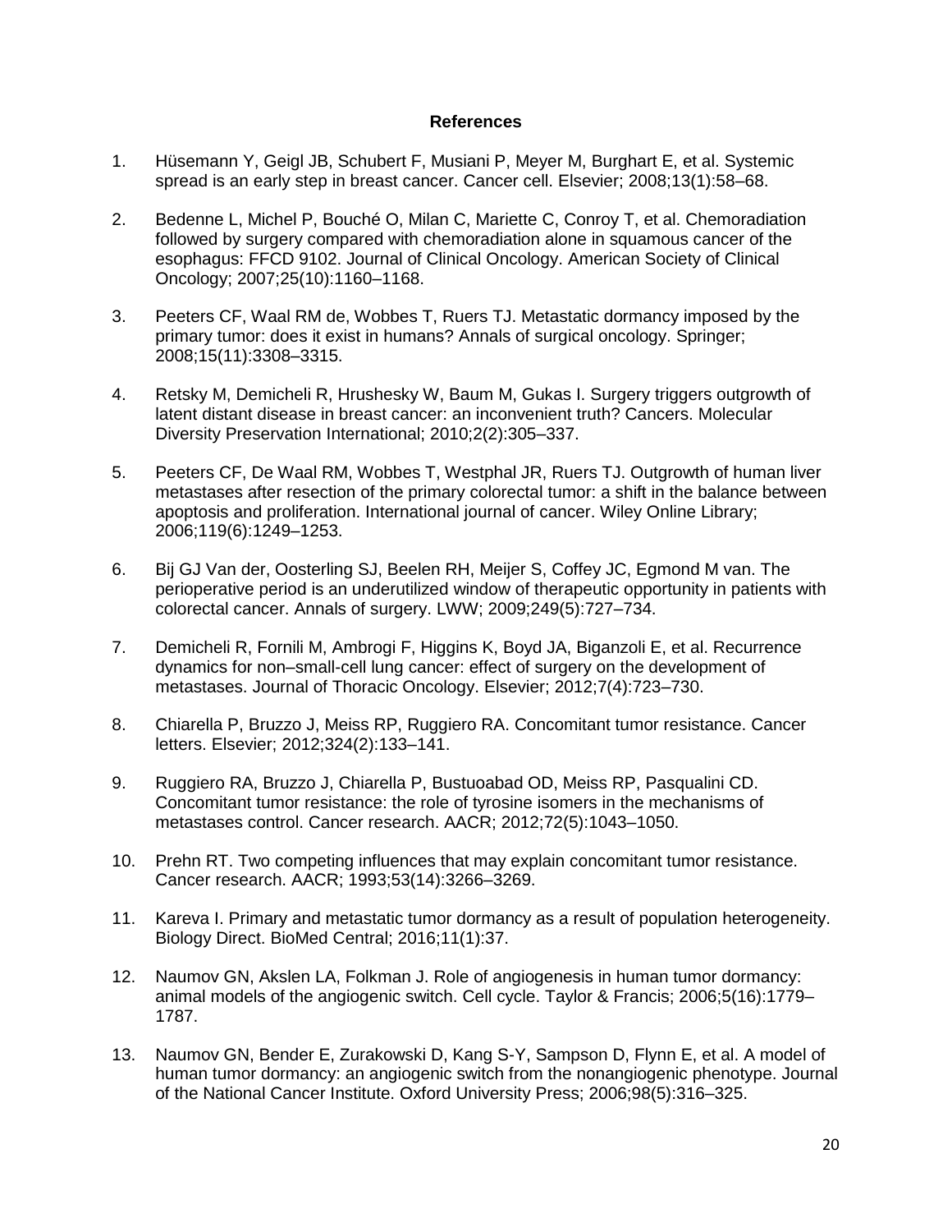## References

1. Hüsemann Y, Geigl JB, Schubert F, Musiani P, Meyer M, Burghart E, et al. Systemic spread is an early step in breast cancer. Cancer cell. Elsevier; 2008;13(1):58–68.

2. Bedenne L, Michel P, Bouché O, Milan C, Mariette C, Conroy T, et al. Chemoradiation followed by surgery compared with chemoradiation alone in squamous cancer of the esophagus: FFCD 9102. Journal of Clinical Oncology. American Society of Clinical Oncology; 2007;25(10):1160–1168.

3. Peeters CF, Waal RM de, Wobbes T, Ruers TJ. Metastatic dormancy imposed by the primary tumor: does it exist in humans? Annals of surgical oncology. Springer; 2008;15(11):3308–3315.

4. Retsky M, Demicheli R, Hrushesky W, Baum M, Gukas I. Surgery triggers outgrowth of latent distant disease in breast cancer: an inconvenient truth? Cancers. Molecular Diversity Preservation International; 2010;2(2):305–337.

5. Peeters CF, De Waal RM, Wobbes T, Westphal JR, Ruers TJ. Outgrowth of human liver metastases after resection of the primary colorectal tumor: a shift in the balance between apoptosis and proliferation. International journal of cancer. Wiley Online Library; 2006;119(6):1249–1253.

6. Bij GJ Van der, Oosterling SJ, Beelen RH, Meijer S, Coffey JC, Egmond M van. The perioperative period is an underutilized window of therapeutic opportunity in patients with colorectal cancer. Annals of surgery. LWW; 2009;249(5):727–734.

7. Demicheli R, Fornili M, Ambrogi F, Higgins K, Boyd JA, Biganzoli E, et al. Recurrence dynamics for non–small-cell lung cancer: effect of surgery on the development of metastases. Journal of Thoracic Oncology. Elsevier; 2012;7(4):723–730.

8. Chiarella P, Bruzzo J, Meiss RP, Ruggiero RA. Concomitant tumor resistance. Cancer letters. Elsevier; 2012;324(2):133–141.

9. Ruggiero RA, Bruzzo J, Chiarella P, Bustuoabad OD, Meiss RP, Pasqualini CD. Concomitant tumor resistance: the role of tyrosine isomers in the mechanisms of metastases control. Cancer research. AACR; 2012;72(5):1043–1050.

10. Prehn RT. Two competing influences that may explain concomitant tumor resistance. Cancer research. AACR; 1993;53(14):3266–3269.

11. Kareva I. Primary and metastatic tumor dormancy as a result of population heterogeneity. Biology Direct. BioMed Central; 2016;11(1):37.

12. Naumov GN, Akslen LA, Folkman J. Role of angiogenesis in human tumor dormancy: animal models of the angiogenic switch. Cell cycle. Taylor & Francis; 2006;5(16):1779–1787.

13. Naumov GN, Bender E, Zurakowski D, Kang S-Y, Sampson D, Flynn E, et al. A model of human tumor dormancy: an angiogenic switch from the nonangiogenic phenotype. Journal of the National Cancer Institute. Oxford University Press; 2006;98(5):316–325.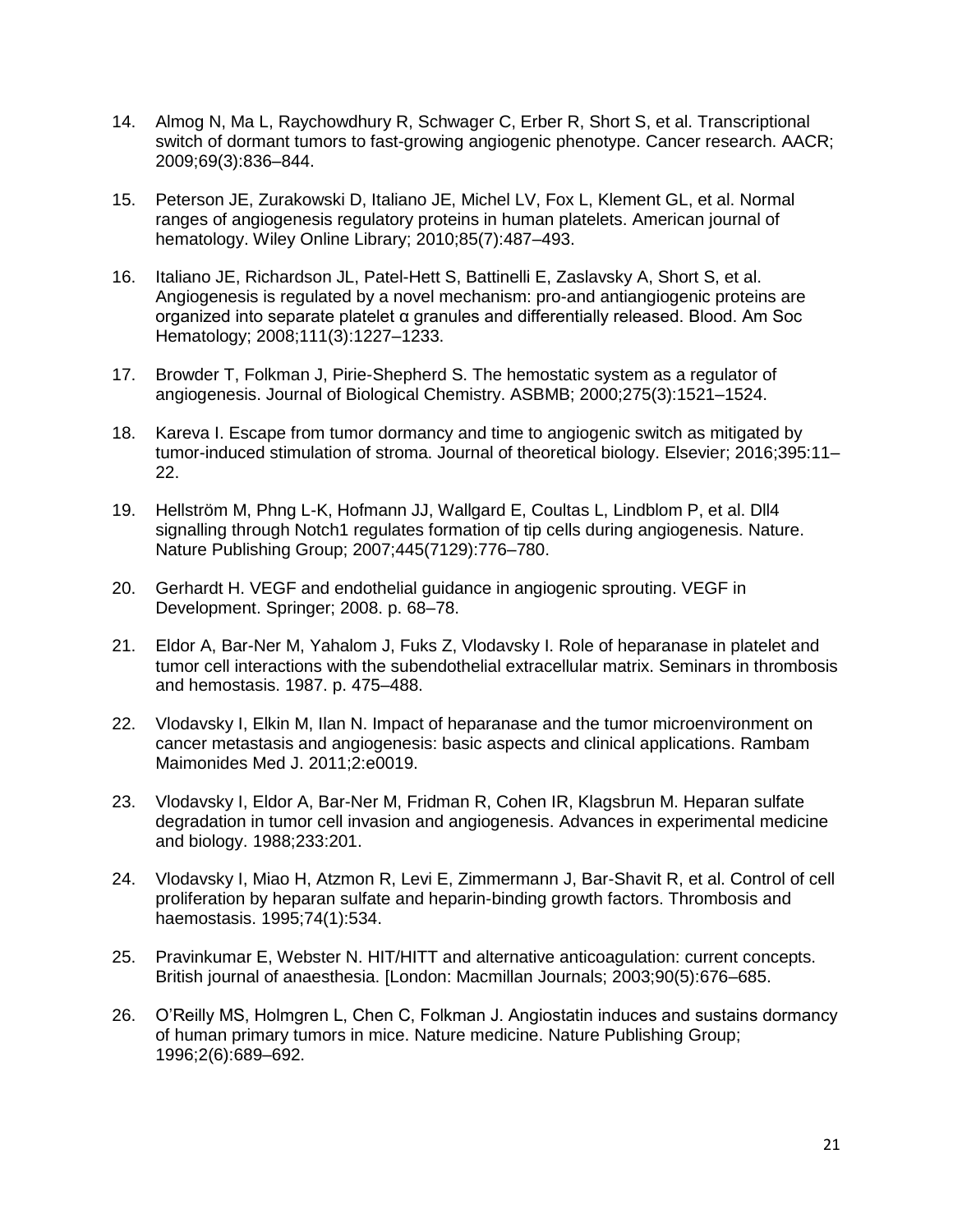14. Almog N, Ma L, Raychowdhury R, Schwager C, Erber R, Short S, et al. Transcriptional switch of dormant tumors to fast-growing angiogenic phenotype. Cancer research. AACR; 2009;69(3):836–844.

15. Peterson JE, Zurakowski D, Italiano JE, Michel LV, Fox L, Klement GL, et al. Normal ranges of angiogenesis regulatory proteins in human platelets. American journal of hematology. Wiley Online Library; 2010;85(7):487–493.

16. Italiano JE, Richardson JL, Patel-Hett S, Battinelli E, Zaslavsky A, Short S, et al. Angiogenesis is regulated by a novel mechanism: pro-and antiangiogenic proteins are organized into separate platelet α granules and differentially released. Blood. Am Soc Hematology; 2008;111(3):1227–1233.

17. Browder T, Folkman J, Pirie-Shepherd S. The hemostatic system as a regulator of angiogenesis. Journal of Biological Chemistry. ASBMB; 2000;275(3):1521–1524.

18. Kareva I. Escape from tumor dormancy and time to angiogenic switch as mitigated by tumor-induced stimulation of stroma. Journal of theoretical biology. Elsevier; 2016;395:11–22.

19. Hellström M, Phng L-K, Hofmann JJ, Wallgard E, Coultas L, Lindblom P, et al. Dll4 signalling through Notch1 regulates formation of tip cells during angiogenesis. Nature. Nature Publishing Group; 2007;445(7129):776–780.

20. Gerhardt H. VEGF and endothelial guidance in angiogenic sprouting. VEGF in Development. Springer; 2008. p. 68–78.

21. Eldor A, Bar-Ner M, Yahalom J, Fuks Z, Vlodavsky I. Role of heparanase in platelet and tumor cell interactions with the subendothelial extracellular matrix. Seminars in thrombosis and hemostasis. 1987. p. 475–488.

22. Vlodavsky I, Elkin M, Ilan N. Impact of heparanase and the tumor microenvironment on cancer metastasis and angiogenesis: basic aspects and clinical applications. Rambam Maimonides Med J. 2011;2:e0019.

23. Vlodavsky I, Eldor A, Bar-Ner M, Fridman R, Cohen IR, Klagsbrun M. Heparan sulfate degradation in tumor cell invasion and angiogenesis. Advances in experimental medicine and biology. 1988;233:201.

24. Vlodavsky I, Miao H, Atzmon R, Levi E, Zimmermann J, Bar-Shavit R, et al. Control of cell proliferation by heparan sulfate and heparin-binding growth factors. Thrombosis and haemostasis. 1995;74(1):534.

25. Pravinkumar E, Webster N. HIT/HITT and alternative anticoagulation: current concepts. British journal of anaesthesia. [London: Macmillan Journals; 2003;90(5):676–685.

26. O'Reilly MS, Holmgren L, Chen C, Folkman J. Angiostatin induces and sustains dormancy of human primary tumors in mice. Nature medicine. Nature Publishing Group; 1996;2(6):689–692.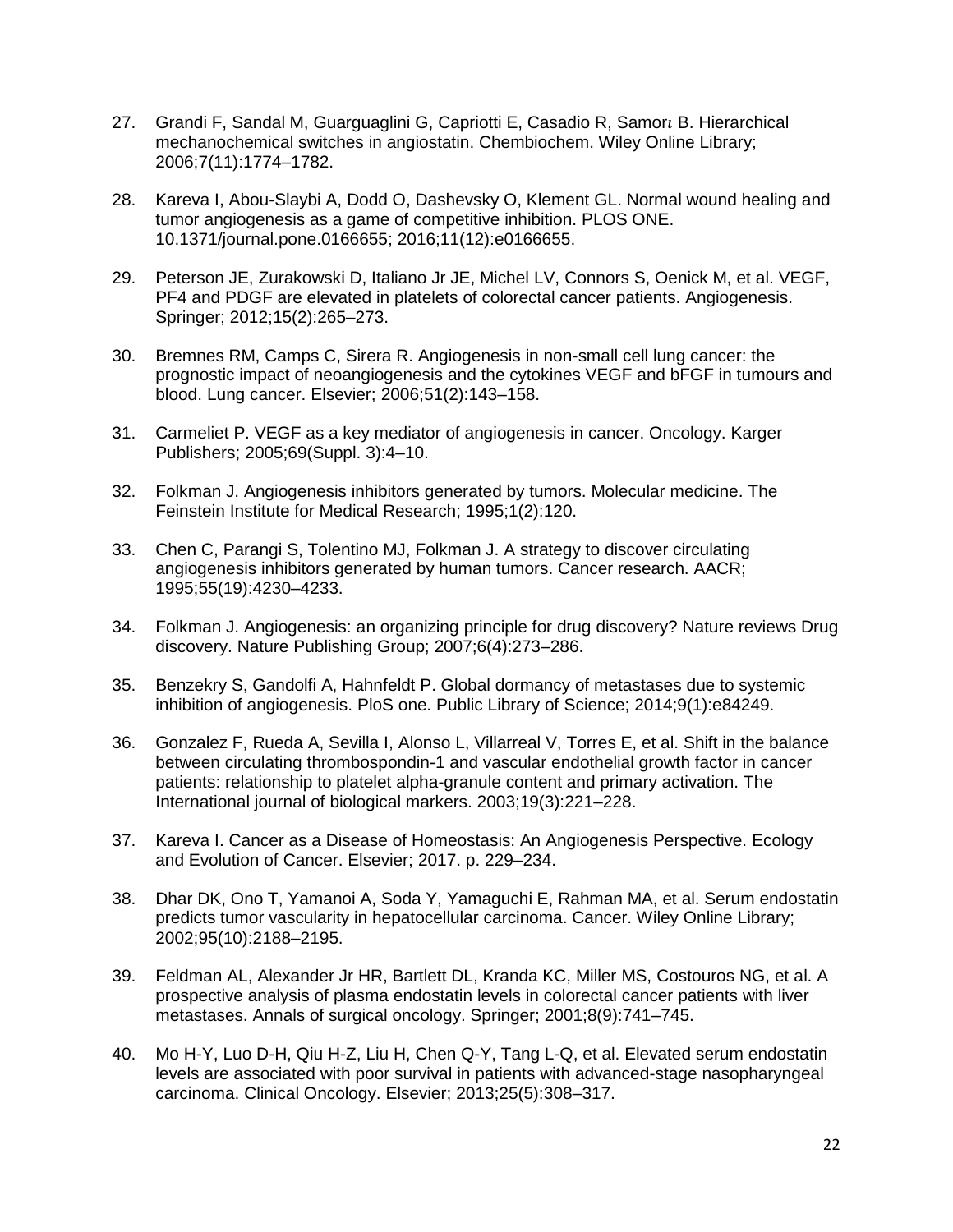27. Grandi F, Sandal M, Guarguaglini G, Capriotti E, Casadio R, Samorι B. Hierarchical mechanochemical switches in angiostatin. Chembiochem. Wiley Online Library; 2006;7(11):1774–1782.

28. Kareva I, Abou-Slaybi A, Dodd O, Dashevsky O, Klement GL. Normal wound healing and tumor angiogenesis as a game of competitive inhibition. PLOS ONE. 10.1371/journal.pone.0166655; 2016;11(12):e0166655.

29. Peterson JE, Zurakowski D, Italiano Jr JE, Michel LV, Connors S, Oenick M, et al. VEGF, PF4 and PDGF are elevated in platelets of colorectal cancer patients. Angiogenesis. Springer; 2012;15(2):265–273.

30. Bremnes RM, Camps C, Sirera R. Angiogenesis in non-small cell lung cancer: the prognostic impact of neoangiogenesis and the cytokines VEGF and bFGF in tumours and blood. Lung cancer. Elsevier; 2006;51(2):143–158.

31. Carmeliet P. VEGF as a key mediator of angiogenesis in cancer. Oncology. Karger Publishers; 2005;69(Suppl. 3):4–10.

32. Folkman J. Angiogenesis inhibitors generated by tumors. Molecular medicine. The Feinstein Institute for Medical Research; 1995;1(2):120.

33. Chen C, Parangi S, Tolentino MJ, Folkman J. A strategy to discover circulating angiogenesis inhibitors generated by human tumors. Cancer research. AACR; 1995;55(19):4230–4233.

34. Folkman J. Angiogenesis: an organizing principle for drug discovery? Nature reviews Drug discovery. Nature Publishing Group; 2007;6(4):273–286.

35. Benzekry S, Gandolfi A, Hahnfeldt P. Global dormancy of metastases due to systemic inhibition of angiogenesis. PloS one. Public Library of Science; 2014;9(1):e84249.

36. Gonzalez F, Rueda A, Sevilla I, Alonso L, Villarreal V, Torres E, et al. Shift in the balance between circulating thrombospondin-1 and vascular endothelial growth factor in cancer patients: relationship to platelet alpha-granule content and primary activation. The International journal of biological markers. 2003;19(3):221–228.

37. Kareva I. Cancer as a Disease of Homeostasis: An Angiogenesis Perspective. Ecology and Evolution of Cancer. Elsevier; 2017. p. 229–234.

38. Dhar DK, Ono T, Yamanoi A, Soda Y, Yamaguchi E, Rahman MA, et al. Serum endostatin predicts tumor vascularity in hepatocellular carcinoma. Cancer. Wiley Online Library; 2002;95(10):2188–2195.

39. Feldman AL, Alexander Jr HR, Bartlett DL, Kranda KC, Miller MS, Costouros NG, et al. A prospective analysis of plasma endostatin levels in colorectal cancer patients with liver metastases. Annals of surgical oncology. Springer; 2001;8(9):741–745.

40. Mo H-Y, Luo D-H, Qiu H-Z, Liu H, Chen Q-Y, Tang L-Q, et al. Elevated serum endostatin levels are associated with poor survival in patients with advanced-stage nasopharyngeal carcinoma. Clinical Oncology. Elsevier; 2013;25(5):308–317.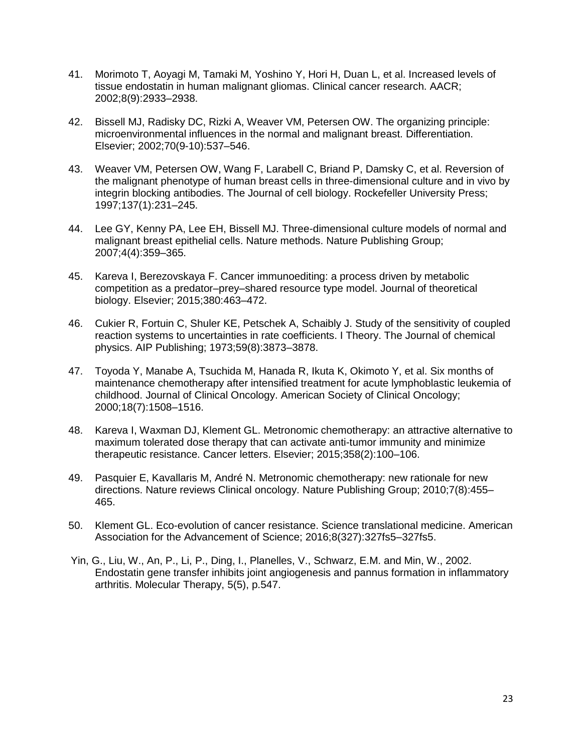41. Morimoto T, Aoyagi M, Tamaki M, Yoshino Y, Hori H, Duan L, et al. Increased levels of tissue endostatin in human malignant gliomas. Clinical cancer research. AACR; 2002;8(9):2933–2938.

42. Bissell MJ, Radisky DC, Rizki A, Weaver VM, Petersen OW. The organizing principle: microenvironmental influences in the normal and malignant breast. Differentiation. Elsevier; 2002;70(9-10):537–546.

43. Weaver VM, Petersen OW, Wang F, Larabell C, Briand P, Damsky C, et al. Reversion of the malignant phenotype of human breast cells in three-dimensional culture and in vivo by integrin blocking antibodies. The Journal of cell biology. Rockefeller University Press; 1997;137(1):231–245.

44. Lee GY, Kenny PA, Lee EH, Bissell MJ. Three-dimensional culture models of normal and malignant breast epithelial cells. Nature methods. Nature Publishing Group; 2007;4(4):359–365.

45. Kareva I, Berezovskaya F. Cancer immunoediting: a process driven by metabolic competition as a predator–prey–shared resource type model. Journal of theoretical biology. Elsevier; 2015;380:463–472.

46. Cukier R, Fortuin C, Shuler KE, Petschek A, Schaibly J. Study of the sensitivity of coupled reaction systems to uncertainties in rate coefficients. I Theory. The Journal of chemical physics. AIP Publishing; 1973;59(8):3873–3878.

47. Toyoda Y, Manabe A, Tsuchida M, Hanada R, Ikuta K, Okimoto Y, et al. Six months of maintenance chemotherapy after intensified treatment for acute lymphoblastic leukemia of childhood. Journal of Clinical Oncology. American Society of Clinical Oncology; 2000;18(7):1508–1516.

48. Kareva I, Waxman DJ, Klement GL. Metronomic chemotherapy: an attractive alternative to maximum tolerated dose therapy that can activate anti-tumor immunity and minimize therapeutic resistance. Cancer letters. Elsevier; 2015;358(2):100–106.

49. Pasquier E, Kavallaris M, André N. Metronomic chemotherapy: new rationale for new directions. Nature reviews Clinical oncology. Nature Publishing Group; 2010;7(8):455–465.

50. Klement GL. Eco-evolution of cancer resistance. Science translational medicine. American Association for the Advancement of Science; 2016;8(327):327fs5–327fs5.

Yin, G., Liu, W., An, P., Li, P., Ding, I., Planelles, V., Schwarz, E.M. and Min, W., 2002. Endostatin gene transfer inhibits joint angiogenesis and pannus formation in inflammatory arthritis. Molecular Therapy, 5(5), p.547.